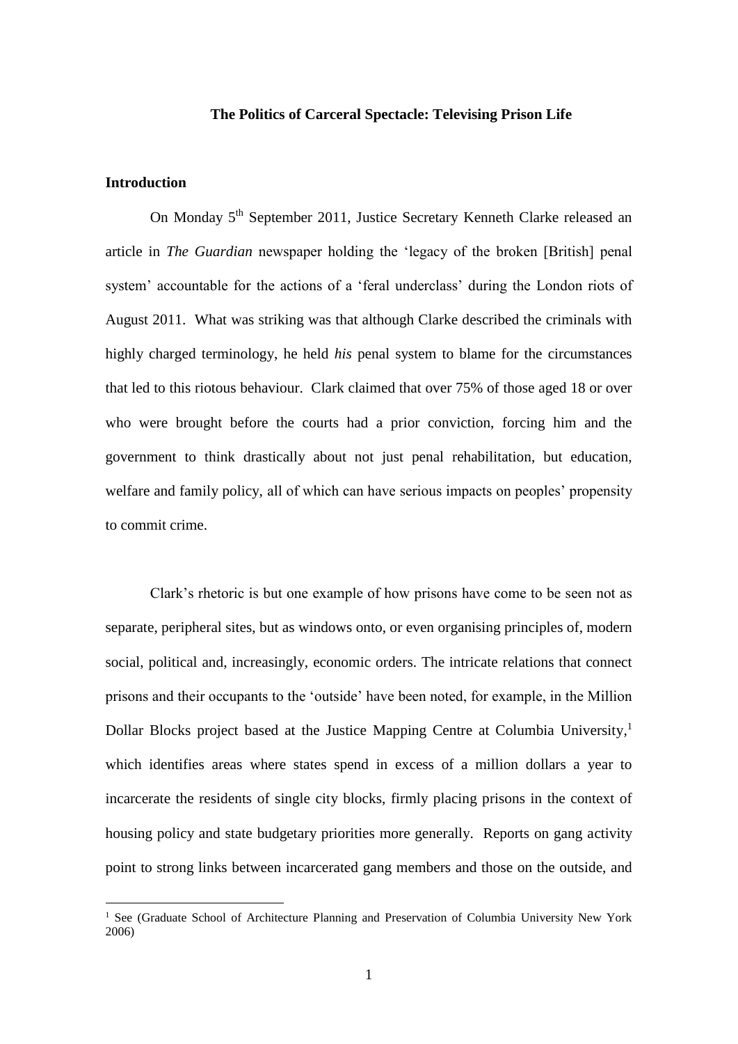# The Politics of Carceral Spectacle: Televising Prison Life

## Introduction

On Monday 5th September 2011, Justice Secretary Kenneth Clarke released an article in *The Guardian* newspaper holding the 'legacy of the broken [British] penal system' accountable for the actions of a 'feral underclass' during the London riots of August 2011. What was striking was that although Clarke described the criminals with highly charged terminology, he held *his* penal system to blame for the circumstances that led to this riotous behaviour. Clark claimed that over 75% of those aged 18 or over who were brought before the courts had a prior conviction, forcing him and the government to think drastically about not just penal rehabilitation, but education, welfare and family policy, all of which can have serious impacts on peoples' propensity to commit crime.

Clark's rhetoric is but one example of how prisons have come to be seen not as separate, peripheral sites, but as windows onto, or even organising principles of, modern social, political and, increasingly, economic orders. The intricate relations that connect prisons and their occupants to the 'outside' have been noted, for example, in the Million Dollar Blocks project based at the Justice Mapping Centre at Columbia University,[1] which identifies areas where states spend in excess of a million dollars a year to incarcerate the residents of single city blocks, firmly placing prisons in the context of housing policy and state budgetary priorities more generally. Reports on gang activity point to strong links between incarcerated gang members and those on the outside, and

[1] See (Graduate School of Architecture Planning and Preservation of Columbia University New York 2006)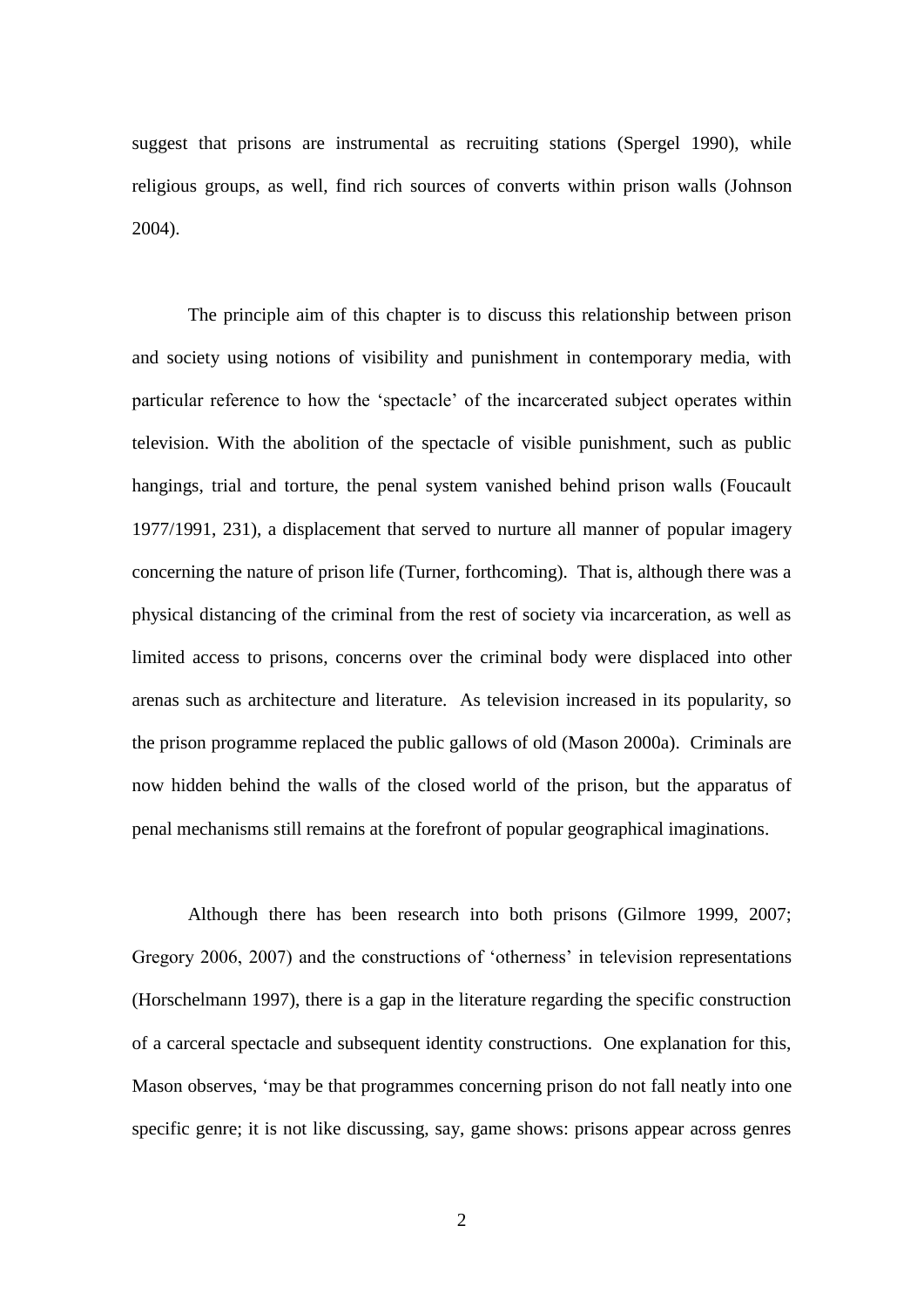suggest that prisons are instrumental as recruiting stations (Spergel 1990), while religious groups, as well, find rich sources of converts within prison walls (Johnson 2004).

The principle aim of this chapter is to discuss this relationship between prison and society using notions of visibility and punishment in contemporary media, with particular reference to how the 'spectacle' of the incarcerated subject operates within television. With the abolition of the spectacle of visible punishment, such as public hangings, trial and torture, the penal system vanished behind prison walls (Foucault 1977/1991, 231), a displacement that served to nurture all manner of popular imagery concerning the nature of prison life (Turner, forthcoming). That is, although there was a physical distancing of the criminal from the rest of society via incarceration, as well as limited access to prisons, concerns over the criminal body were displaced into other arenas such as architecture and literature. As television increased in its popularity, so the prison programme replaced the public gallows of old (Mason 2000a). Criminals are now hidden behind the walls of the closed world of the prison, but the apparatus of penal mechanisms still remains at the forefront of popular geographical imaginations.

Although there has been research into both prisons (Gilmore 1999, 2007; Gregory 2006, 2007) and the constructions of 'otherness' in television representations (Horschelmann 1997), there is a gap in the literature regarding the specific construction of a carceral spectacle and subsequent identity constructions. One explanation for this, Mason observes, 'may be that programmes concerning prison do not fall neatly into one specific genre; it is not like discussing, say, game shows: prisons appear across genres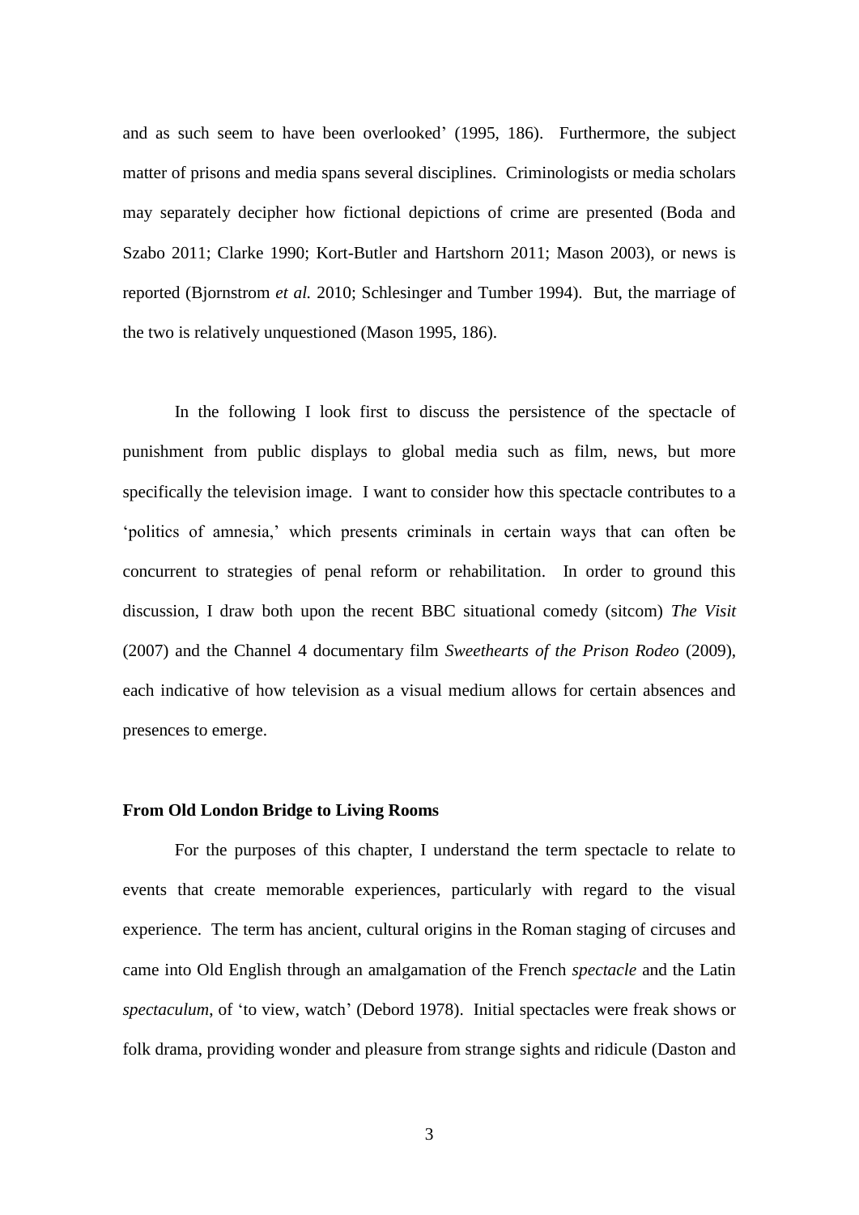and as such seem to have been overlooked' (1995, 186). Furthermore, the subject matter of prisons and media spans several disciplines. Criminologists or media scholars may separately decipher how fictional depictions of crime are presented (Boda and Szabo 2011; Clarke 1990; Kort-Butler and Hartshorn 2011; Mason 2003), or news is reported (Bjornstrom *et al.* 2010; Schlesinger and Tumber 1994). But, the marriage of the two is relatively unquestioned (Mason 1995, 186).

In the following I look first to discuss the persistence of the spectacle of punishment from public displays to global media such as film, news, but more specifically the television image. I want to consider how this spectacle contributes to a 'politics of amnesia,' which presents criminals in certain ways that can often be concurrent to strategies of penal reform or rehabilitation. In order to ground this discussion, I draw both upon the recent BBC situational comedy (sitcom) *The Visit* (2007) and the Channel 4 documentary film *Sweethearts of the Prison Rodeo* (2009), each indicative of how television as a visual medium allows for certain absences and presences to emerge.

### From Old London Bridge to Living Rooms

For the purposes of this chapter, I understand the term spectacle to relate to events that create memorable experiences, particularly with regard to the visual experience. The term has ancient, cultural origins in the Roman staging of circuses and came into Old English through an amalgamation of the French *spectacle* and the Latin *spectaculum*, of 'to view, watch' (Debord 1978). Initial spectacles were freak shows or folk drama, providing wonder and pleasure from strange sights and ridicule (Daston and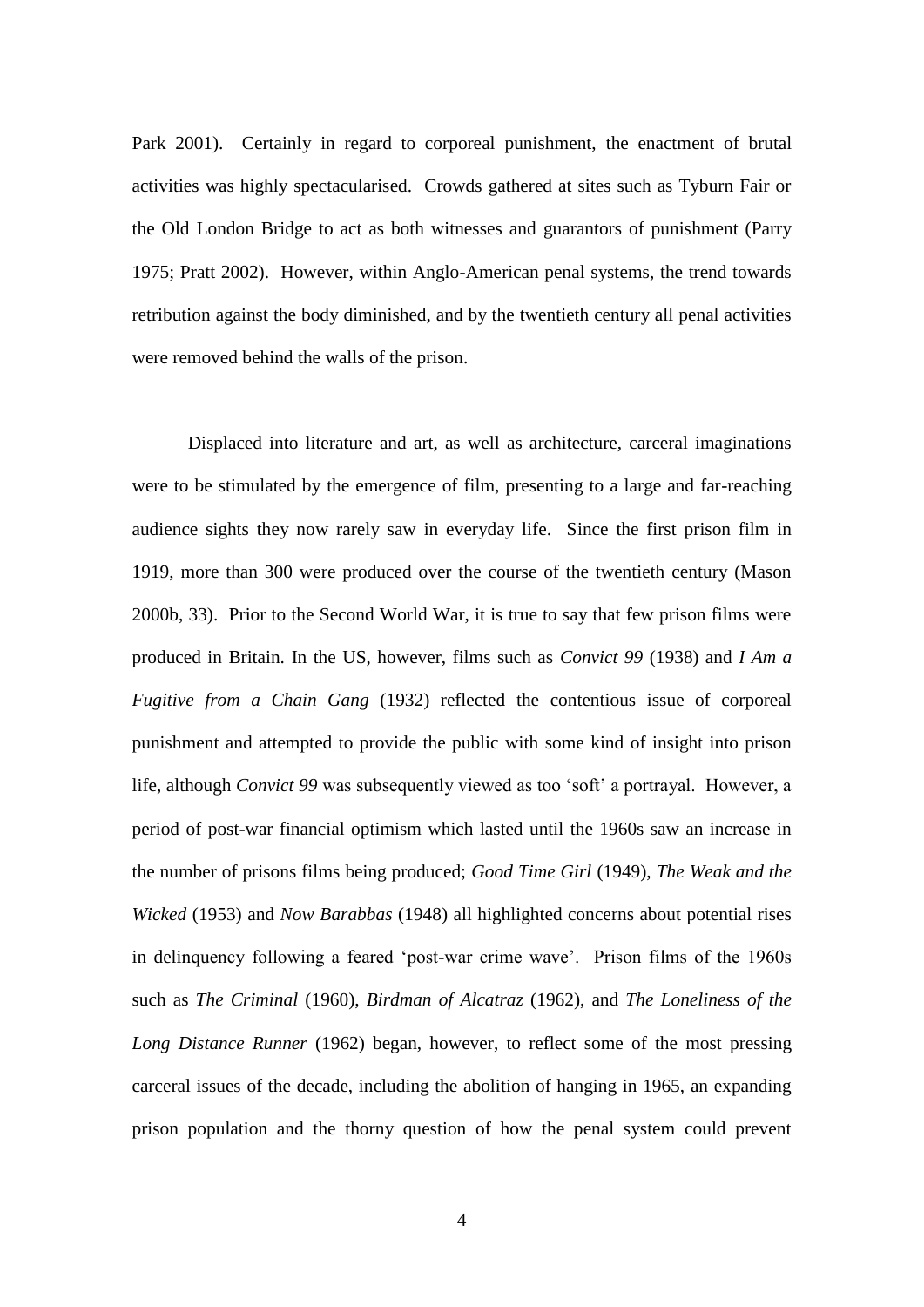Park 2001). Certainly in regard to corporeal punishment, the enactment of brutal activities was highly spectacularised. Crowds gathered at sites such as Tyburn Fair or the Old London Bridge to act as both witnesses and guarantors of punishment (Parry 1975; Pratt 2002). However, within Anglo-American penal systems, the trend towards retribution against the body diminished, and by the twentieth century all penal activities were removed behind the walls of the prison.

Displaced into literature and art, as well as architecture, carceral imaginations were to be stimulated by the emergence of film, presenting to a large and far-reaching audience sights they now rarely saw in everyday life. Since the first prison film in 1919, more than 300 were produced over the course of the twentieth century (Mason 2000b, 33). Prior to the Second World War, it is true to say that few prison films were produced in Britain. In the US, however, films such as *Convict 99* (1938) and *I Am a Fugitive from a Chain Gang* (1932) reflected the contentious issue of corporeal punishment and attempted to provide the public with some kind of insight into prison life, although *Convict 99* was subsequently viewed as too 'soft' a portrayal. However, a period of post-war financial optimism which lasted until the 1960s saw an increase in the number of prisons films being produced; *Good Time Girl* (1949), *The Weak and the Wicked* (1953) and *Now Barabbas* (1948) all highlighted concerns about potential rises in delinquency following a feared 'post-war crime wave'. Prison films of the 1960s such as *The Criminal* (1960), *Birdman of Alcatraz* (1962), and *The Loneliness of the Long Distance Runner* (1962) began, however, to reflect some of the most pressing carceral issues of the decade, including the abolition of hanging in 1965, an expanding prison population and the thorny question of how the penal system could prevent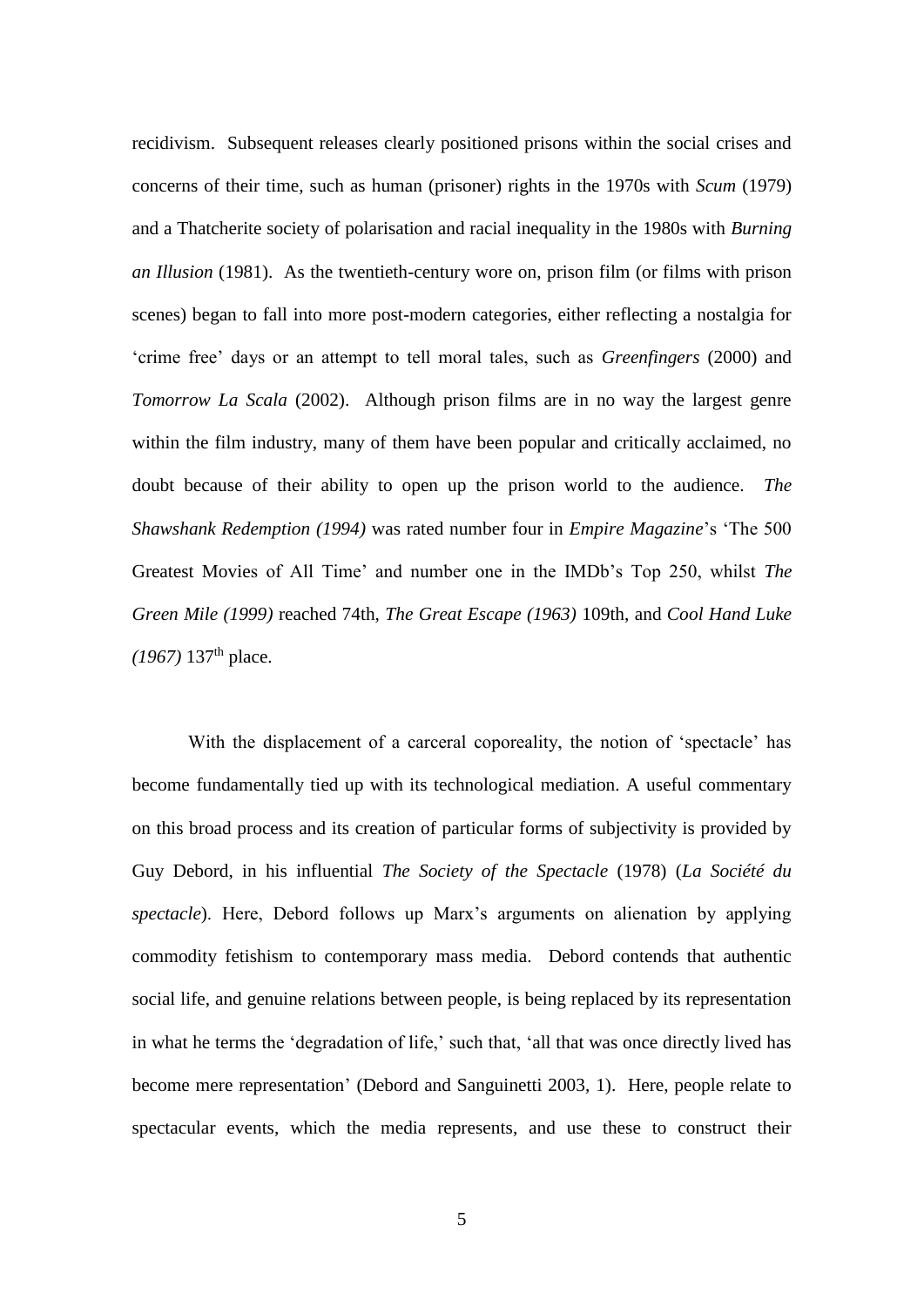recidivism. Subsequent releases clearly positioned prisons within the social crises and concerns of their time, such as human (prisoner) rights in the 1970s with *Scum* (1979) and a Thatcherite society of polarisation and racial inequality in the 1980s with *Burning an Illusion* (1981). As the twentieth-century wore on, prison film (or films with prison scenes) began to fall into more post-modern categories, either reflecting a nostalgia for 'crime free' days or an attempt to tell moral tales, such as *Greenfingers* (2000) and *Tomorrow La Scala* (2002). Although prison films are in no way the largest genre within the film industry, many of them have been popular and critically acclaimed, no doubt because of their ability to open up the prison world to the audience. *The Shawshank Redemption (1994)* was rated number four in *Empire Magazine*'s 'The 500 Greatest Movies of All Time' and number one in the IMDb's Top 250, whilst *The Green Mile (1999)* reached 74th, *The Great Escape (1963)* 109th, and *Cool Hand Luke (1967)* 137th place.

With the displacement of a carceral coporeality, the notion of 'spectacle' has become fundamentally tied up with its technological mediation. A useful commentary on this broad process and its creation of particular forms of subjectivity is provided by Guy Debord, in his influential *The Society of the Spectacle* (1978) (*La Société du spectacle*). Here, Debord follows up Marx's arguments on alienation by applying commodity fetishism to contemporary mass media. Debord contends that authentic social life, and genuine relations between people, is being replaced by its representation in what he terms the 'degradation of life,' such that, 'all that was once directly lived has become mere representation' (Debord and Sanguinetti 2003, 1). Here, people relate to spectacular events, which the media represents, and use these to construct their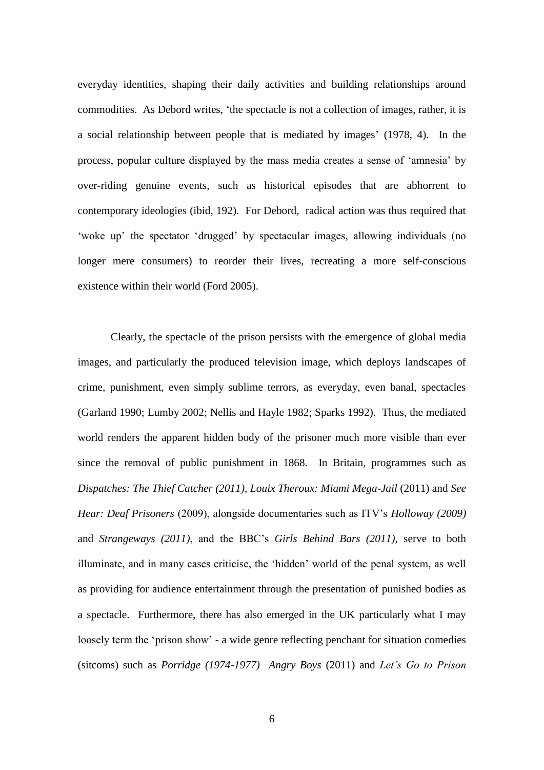everyday identities, shaping their daily activities and building relationships around commodities. As Debord writes, 'the spectacle is not a collection of images, rather, it is a social relationship between people that is mediated by images' (1978, 4). In the process, popular culture displayed by the mass media creates a sense of 'amnesia' by over-riding genuine events, such as historical episodes that are abhorrent to contemporary ideologies (ibid, 192). For Debord, radical action was thus required that 'woke up' the spectator 'drugged' by spectacular images, allowing individuals (no longer mere consumers) to reorder their lives, recreating a more self-conscious existence within their world (Ford 2005).

Clearly, the spectacle of the prison persists with the emergence of global media images, and particularly the produced television image, which deploys landscapes of crime, punishment, even simply sublime terrors, as everyday, even banal, spectacles (Garland 1990; Lumby 2002; Nellis and Hayle 1982; Sparks 1992). Thus, the mediated world renders the apparent hidden body of the prisoner much more visible than ever since the removal of public punishment in 1868. In Britain, programmes such as *Dispatches: The Thief Catcher (2011)*, *Louix Theroux: Miami Mega-Jail* (2011) and *See Hear: Deaf Prisoners* (2009), alongside documentaries such as ITV's *Holloway (2009)* and *Strangeways (2011)*, and the BBC's *Girls Behind Bars (2011)*, serve to both illuminate, and in many cases criticise, the 'hidden' world of the penal system, as well as providing for audience entertainment through the presentation of punished bodies as a spectacle. Furthermore, there has also emerged in the UK particularly what I may loosely term the 'prison show' - a wide genre reflecting penchant for situation comedies (sitcoms) such as *Porridge (1974-1977)* *Angry Boys* (2011) and *Let's Go to Prison*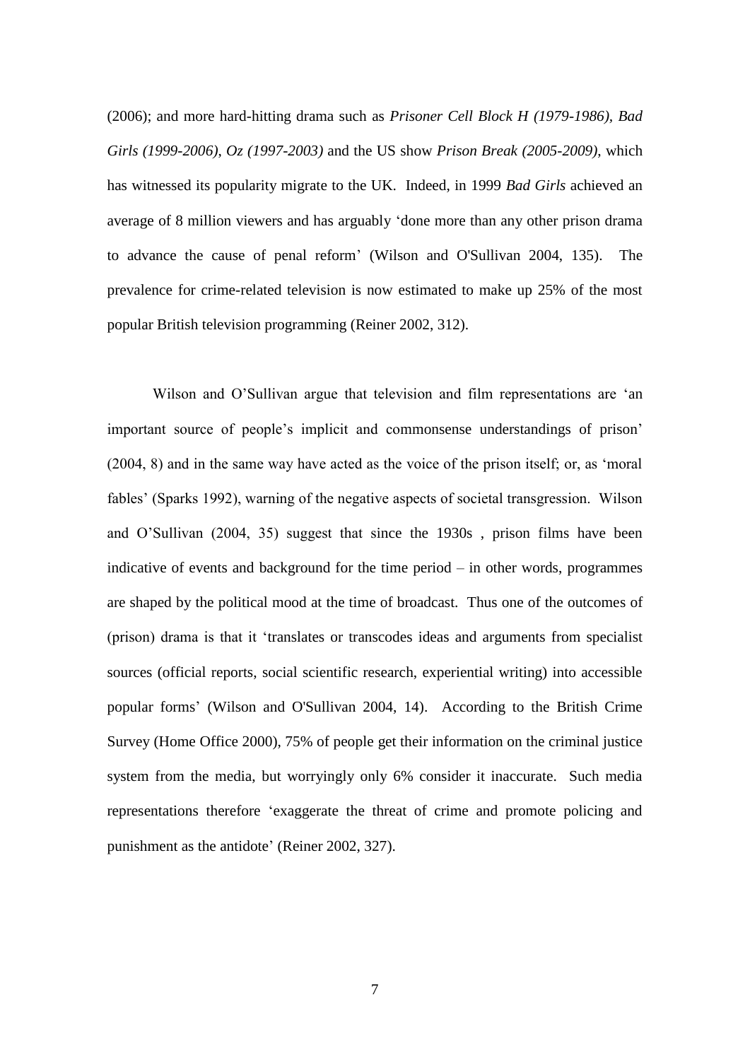(2006); and more hard-hitting drama such as *Prisoner Cell Block H (1979-1986), Bad Girls (1999-2006)*, *Oz (1997-2003)* and the US show *Prison Break (2005-2009)*, which has witnessed its popularity migrate to the UK. Indeed, in 1999 *Bad Girls* achieved an average of 8 million viewers and has arguably 'done more than any other prison drama to advance the cause of penal reform' (Wilson and O'Sullivan 2004, 135). The prevalence for crime-related television is now estimated to make up 25% of the most popular British television programming (Reiner 2002, 312).

Wilson and O'Sullivan argue that television and film representations are 'an important source of people's implicit and commonsense understandings of prison' (2004, 8) and in the same way have acted as the voice of the prison itself; or, as 'moral fables' (Sparks 1992), warning of the negative aspects of societal transgression. Wilson and O'Sullivan (2004, 35) suggest that since the 1930s , prison films have been indicative of events and background for the time period – in other words, programmes are shaped by the political mood at the time of broadcast. Thus one of the outcomes of (prison) drama is that it 'translates or transcodes ideas and arguments from specialist sources (official reports, social scientific research, experiential writing) into accessible popular forms' (Wilson and O'Sullivan 2004, 14). According to the British Crime Survey (Home Office 2000), 75% of people get their information on the criminal justice system from the media, but worryingly only 6% consider it inaccurate. Such media representations therefore 'exaggerate the threat of crime and promote policing and punishment as the antidote' (Reiner 2002, 327).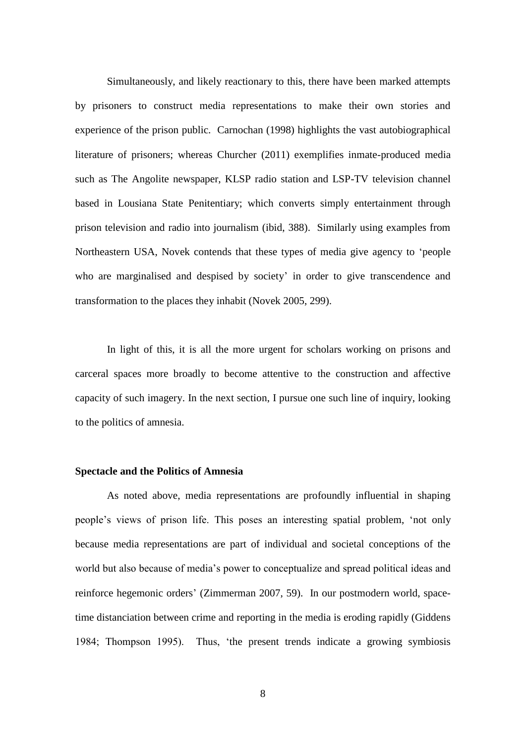Simultaneously, and likely reactionary to this, there have been marked attempts by prisoners to construct media representations to make their own stories and experience of the prison public. Carnochan (1998) highlights the vast autobiographical literature of prisoners; whereas Churcher (2011) exemplifies inmate-produced media such as The Angolite newspaper, KLSP radio station and LSP-TV television channel based in Lousiana State Penitentiary; which converts simply entertainment through prison television and radio into journalism (ibid, 388). Similarly using examples from Northeastern USA, Novek contends that these types of media give agency to 'people who are marginalised and despised by society' in order to give transcendence and transformation to the places they inhabit (Novek 2005, 299).

In light of this, it is all the more urgent for scholars working on prisons and carceral spaces more broadly to become attentive to the construction and affective capacity of such imagery. In the next section, I pursue one such line of inquiry, looking to the politics of amnesia.

**Spectacle and the Politics of Amnesia**

As noted above, media representations are profoundly influential in shaping people's views of prison life. This poses an interesting spatial problem, 'not only because media representations are part of individual and societal conceptions of the world but also because of media's power to conceptualize and spread political ideas and reinforce hegemonic orders' (Zimmerman 2007, 59). In our postmodern world, space-time distanciation between crime and reporting in the media is eroding rapidly (Giddens 1984; Thompson 1995). Thus, 'the present trends indicate a growing symbiosis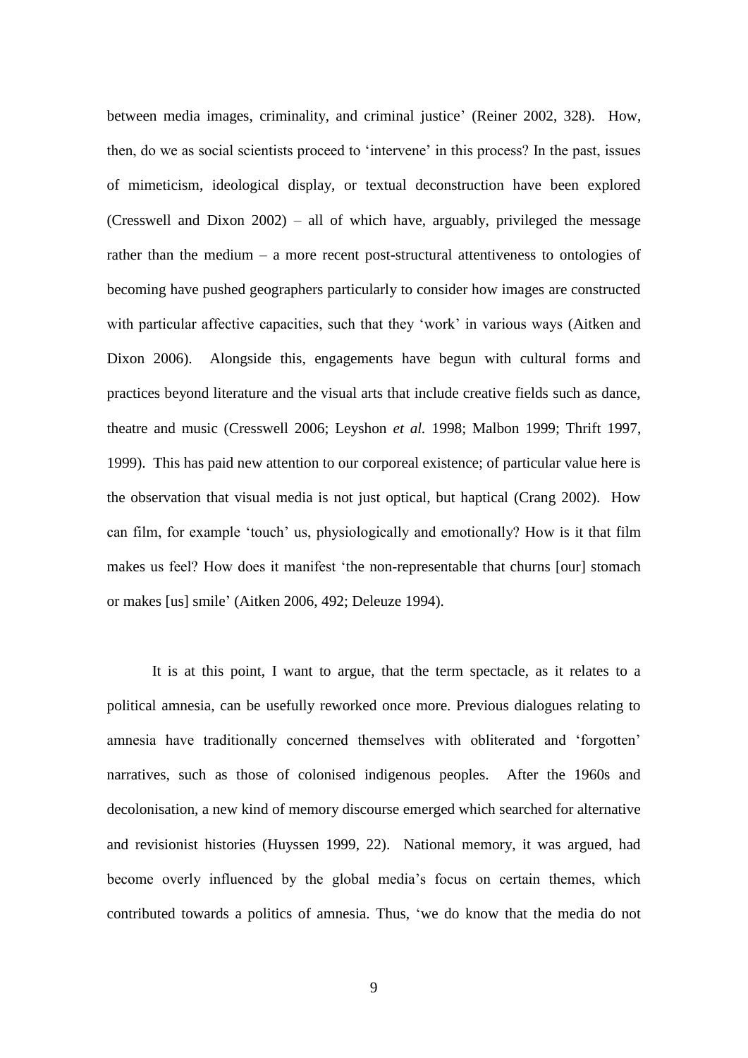between media images, criminality, and criminal justice' (Reiner 2002, 328). How, then, do we as social scientists proceed to 'intervene' in this process? In the past, issues of mimeticism, ideological display, or textual deconstruction have been explored (Cresswell and Dixon 2002) – all of which have, arguably, privileged the message rather than the medium – a more recent post-structural attentiveness to ontologies of becoming have pushed geographers particularly to consider how images are constructed with particular affective capacities, such that they 'work' in various ways (Aitken and Dixon 2006). Alongside this, engagements have begun with cultural forms and practices beyond literature and the visual arts that include creative fields such as dance, theatre and music (Cresswell 2006; Leyshon *et al.* 1998; Malbon 1999; Thrift 1997, 1999). This has paid new attention to our corporeal existence; of particular value here is the observation that visual media is not just optical, but haptical (Crang 2002). How can film, for example 'touch' us, physiologically and emotionally? How is it that film makes us feel? How does it manifest 'the non-representable that churns [our] stomach or makes [us] smile' (Aitken 2006, 492; Deleuze 1994).

It is at this point, I want to argue, that the term spectacle, as it relates to a political amnesia, can be usefully reworked once more. Previous dialogues relating to amnesia have traditionally concerned themselves with obliterated and 'forgotten' narratives, such as those of colonised indigenous peoples. After the 1960s and decolonisation, a new kind of memory discourse emerged which searched for alternative and revisionist histories (Huyssen 1999, 22). National memory, it was argued, had become overly influenced by the global media's focus on certain themes, which contributed towards a politics of amnesia. Thus, 'we do know that the media do not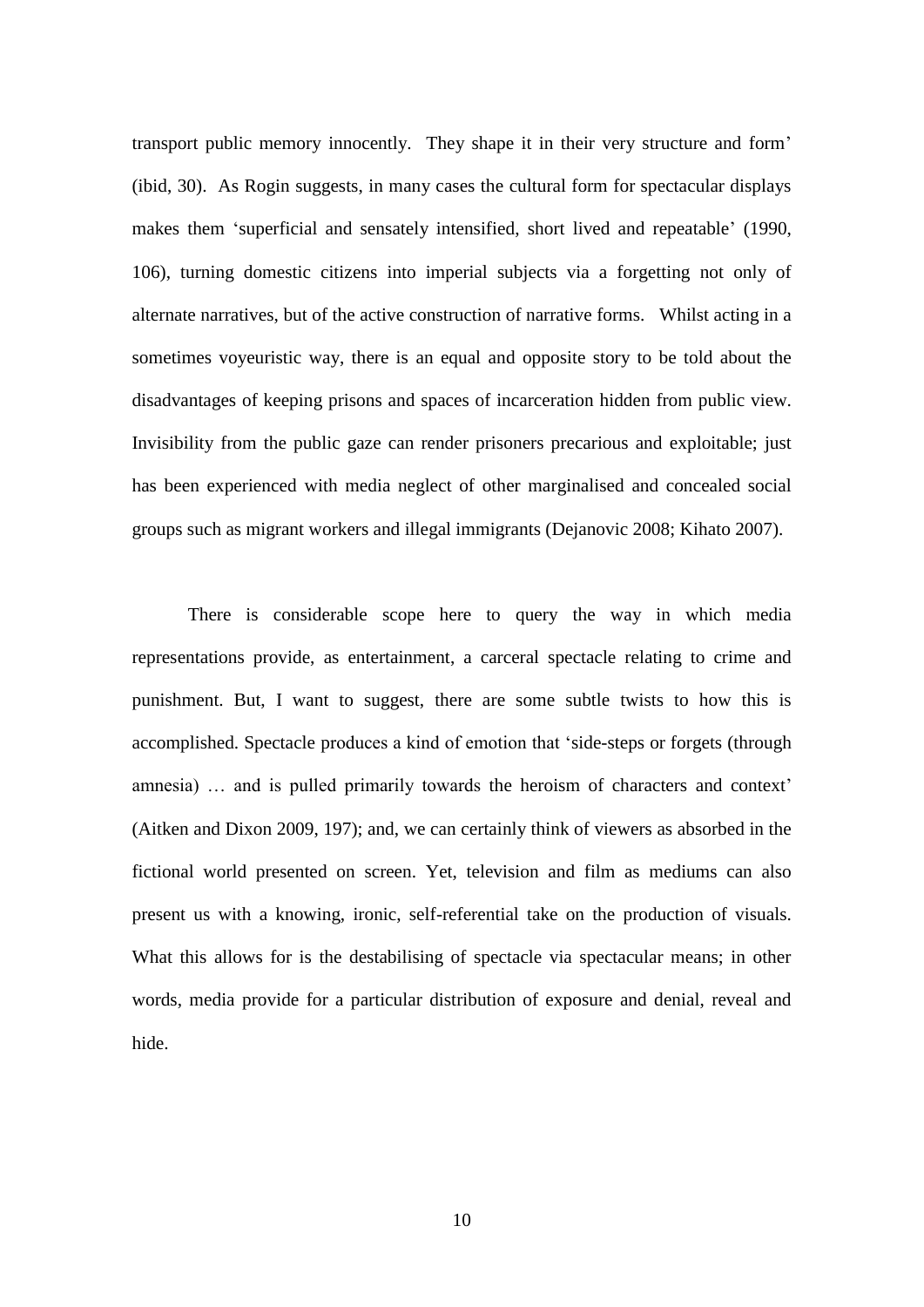transport public memory innocently. They shape it in their very structure and form' (ibid, 30). As Rogin suggests, in many cases the cultural form for spectacular displays makes them 'superficial and sensately intensified, short lived and repeatable' (1990, 106), turning domestic citizens into imperial subjects via a forgetting not only of alternate narratives, but of the active construction of narrative forms. Whilst acting in a sometimes voyeuristic way, there is an equal and opposite story to be told about the disadvantages of keeping prisons and spaces of incarceration hidden from public view. Invisibility from the public gaze can render prisoners precarious and exploitable; just has been experienced with media neglect of other marginalised and concealed social groups such as migrant workers and illegal immigrants (Dejanovic 2008; Kihato 2007).

There is considerable scope here to query the way in which media representations provide, as entertainment, a carceral spectacle relating to crime and punishment. But, I want to suggest, there are some subtle twists to how this is accomplished. Spectacle produces a kind of emotion that 'side-steps or forgets (through amnesia) … and is pulled primarily towards the heroism of characters and context' (Aitken and Dixon 2009, 197); and, we can certainly think of viewers as absorbed in the fictional world presented on screen. Yet, television and film as mediums can also present us with a knowing, ironic, self-referential take on the production of visuals. What this allows for is the destabilising of spectacle via spectacular means; in other words, media provide for a particular distribution of exposure and denial, reveal and hide.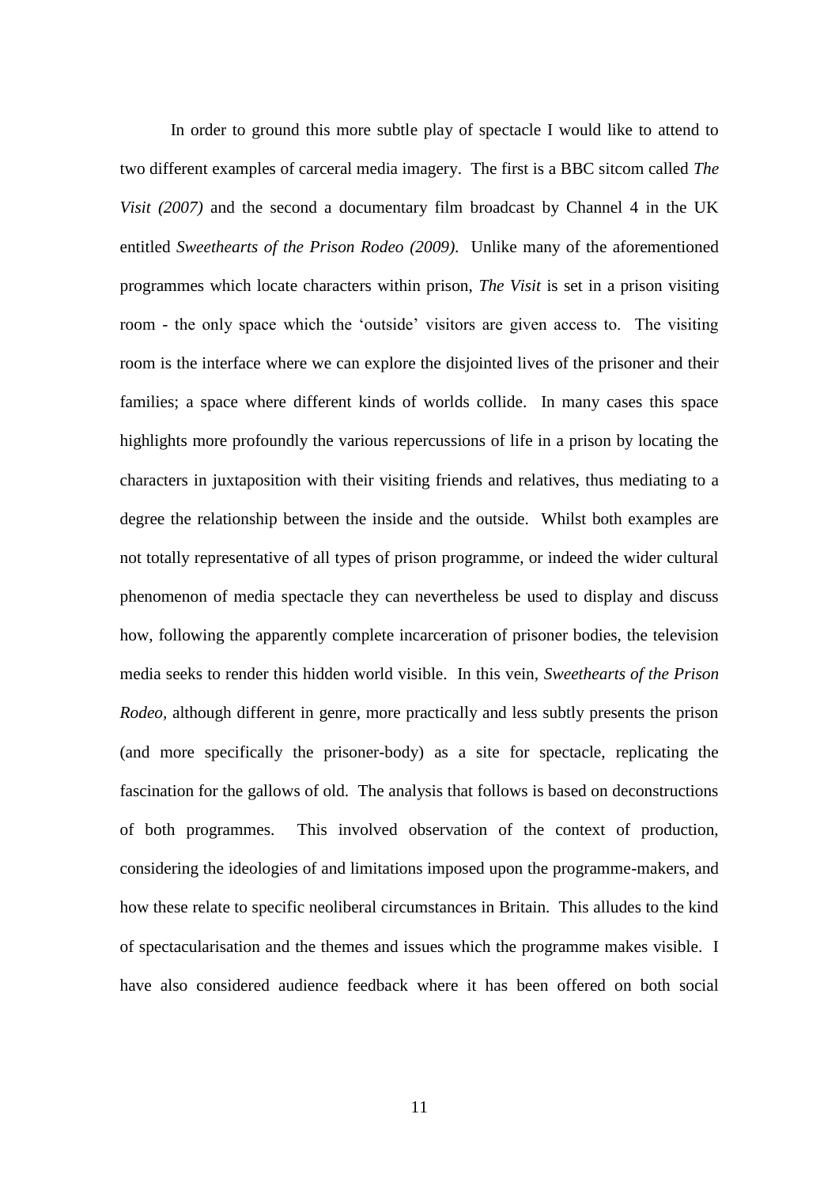In order to ground this more subtle play of spectacle I would like to attend to two different examples of carceral media imagery. The first is a BBC sitcom called *The Visit (2007)* and the second a documentary film broadcast by Channel 4 in the UK entitled *Sweethearts of the Prison Rodeo (2009)*. Unlike many of the aforementioned programmes which locate characters within prison, *The Visit* is set in a prison visiting room - the only space which the 'outside' visitors are given access to. The visiting room is the interface where we can explore the disjointed lives of the prisoner and their families; a space where different kinds of worlds collide. In many cases this space highlights more profoundly the various repercussions of life in a prison by locating the characters in juxtaposition with their visiting friends and relatives, thus mediating to a degree the relationship between the inside and the outside. Whilst both examples are not totally representative of all types of prison programme, or indeed the wider cultural phenomenon of media spectacle they can nevertheless be used to display and discuss how, following the apparently complete incarceration of prisoner bodies, the television media seeks to render this hidden world visible. In this vein, *Sweethearts of the Prison Rodeo*, although different in genre, more practically and less subtly presents the prison (and more specifically the prisoner-body) as a site for spectacle, replicating the fascination for the gallows of old. The analysis that follows is based on deconstructions of both programmes. This involved observation of the context of production, considering the ideologies of and limitations imposed upon the programme-makers, and how these relate to specific neoliberal circumstances in Britain. This alludes to the kind of spectacularisation and the themes and issues which the programme makes visible. I have also considered audience feedback where it has been offered on both social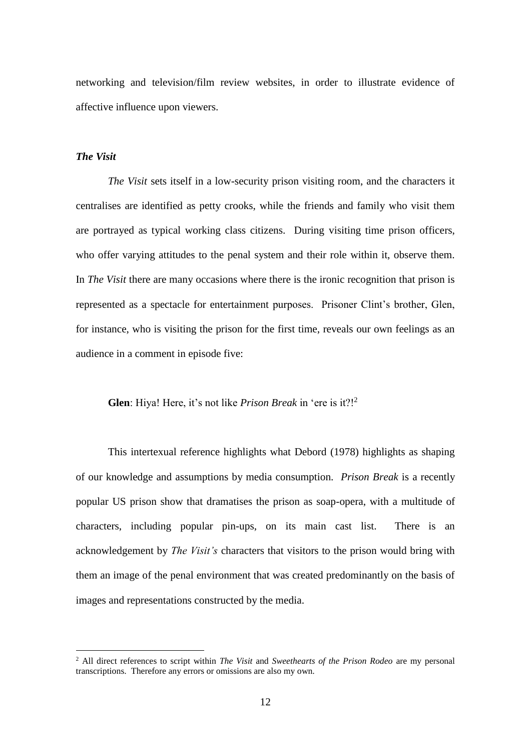networking and television/film review websites, in order to illustrate evidence of affective influence upon viewers.

### *The Visit*

*The Visit* sets itself in a low-security prison visiting room, and the characters it centralises are identified as petty crooks, while the friends and family who visit them are portrayed as typical working class citizens. During visiting time prison officers, who offer varying attitudes to the penal system and their role within it, observe them. In *The Visit* there are many occasions where there is the ironic recognition that prison is represented as a spectacle for entertainment purposes. Prisoner Clint's brother, Glen, for instance, who is visiting the prison for the first time, reveals our own feelings as an audience in a comment in episode five:

> **Glen**: Hiya! Here, it's not like *Prison Break* in 'ere is it?![2]

This intertexual reference highlights what Debord (1978) highlights as shaping of our knowledge and assumptions by media consumption. *Prison Break* is a recently popular US prison show that dramatises the prison as soap-opera, with a multitude of characters, including popular pin-ups, on its main cast list. There is an acknowledgement by *The Visit's* characters that visitors to the prison would bring with them an image of the penal environment that was created predominantly on the basis of images and representations constructed by the media.

[2] All direct references to script within *The Visit* and *Sweethearts of the Prison Rodeo* are my personal transcriptions. Therefore any errors or omissions are also my own.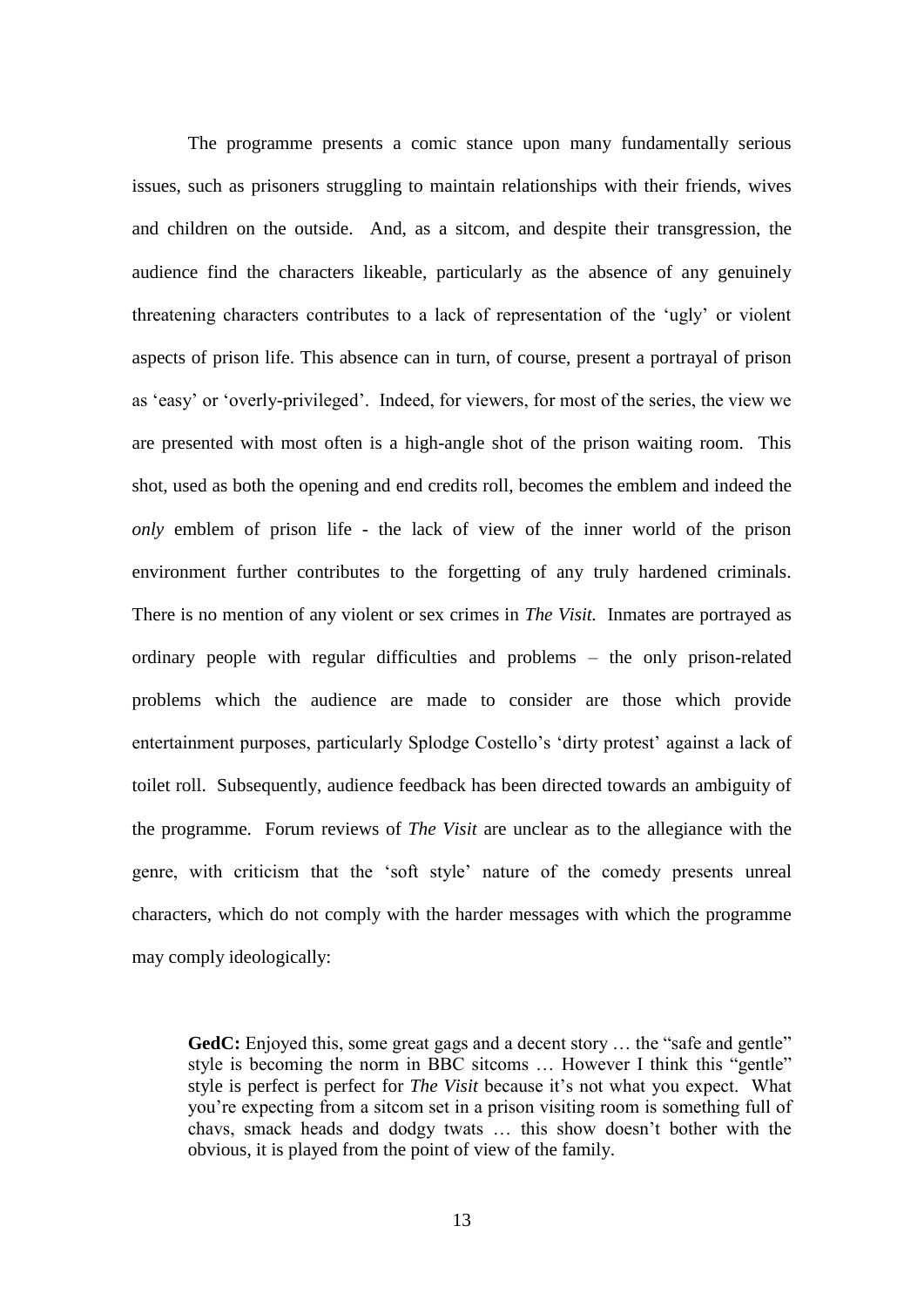The programme presents a comic stance upon many fundamentally serious issues, such as prisoners struggling to maintain relationships with their friends, wives and children on the outside. And, as a sitcom, and despite their transgression, the audience find the characters likeable, particularly as the absence of any genuinely threatening characters contributes to a lack of representation of the 'ugly' or violent aspects of prison life. This absence can in turn, of course, present a portrayal of prison as 'easy' or 'overly-privileged'. Indeed, for viewers, for most of the series, the view we are presented with most often is a high-angle shot of the prison waiting room. This shot, used as both the opening and end credits roll, becomes the emblem and indeed the *only* emblem of prison life - the lack of view of the inner world of the prison environment further contributes to the forgetting of any truly hardened criminals. There is no mention of any violent or sex crimes in *The Visit.* Inmates are portrayed as ordinary people with regular difficulties and problems – the only prison-related problems which the audience are made to consider are those which provide entertainment purposes, particularly Splodge Costello's 'dirty protest' against a lack of toilet roll. Subsequently, audience feedback has been directed towards an ambiguity of the programme. Forum reviews of *The Visit* are unclear as to the allegiance with the genre, with criticism that the 'soft style' nature of the comedy presents unreal characters, which do not comply with the harder messages with which the programme may comply ideologically:

> **GedC:** Enjoyed this, some great gags and a decent story … the "safe and gentle" style is becoming the norm in BBC sitcoms … However I think this "gentle" style is perfect is perfect for *The Visit* because it's not what you expect. What you're expecting from a sitcom set in a prison visiting room is something full of chavs, smack heads and dodgy twats … this show doesn't bother with the obvious, it is played from the point of view of the family.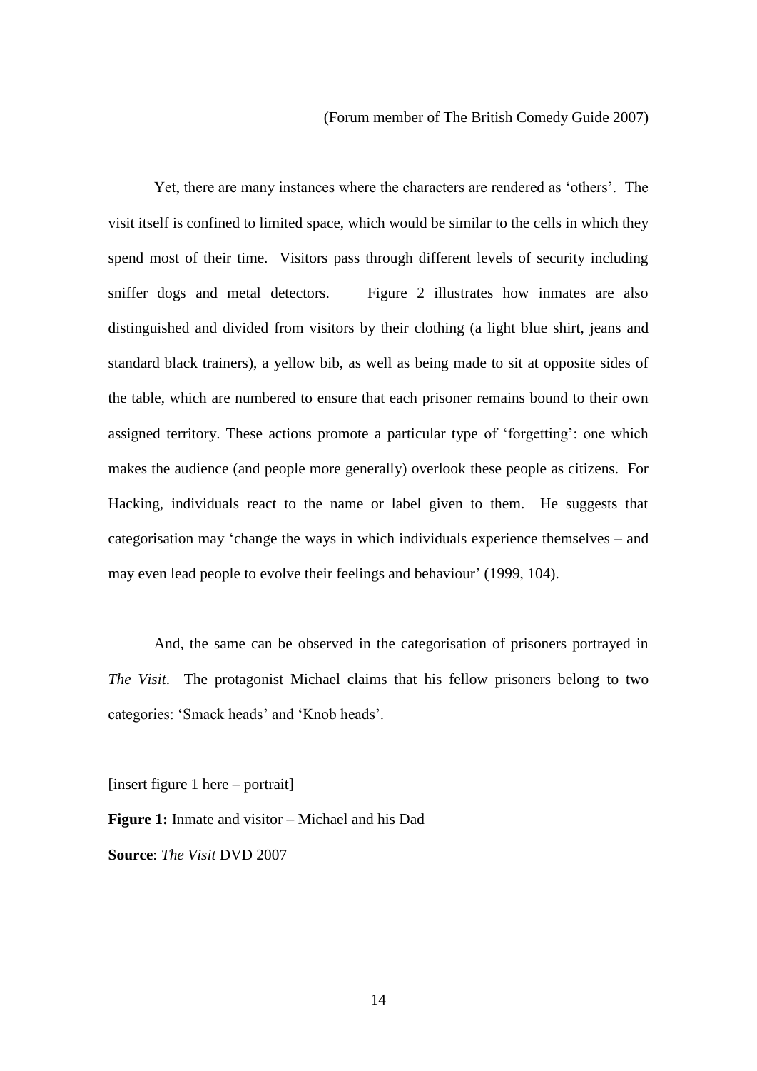(Forum member of The British Comedy Guide 2007)

Yet, there are many instances where the characters are rendered as 'others'. The visit itself is confined to limited space, which would be similar to the cells in which they spend most of their time. Visitors pass through different levels of security including sniffer dogs and metal detectors. Figure 2 illustrates how inmates are also distinguished and divided from visitors by their clothing (a light blue shirt, jeans and standard black trainers), a yellow bib, as well as being made to sit at opposite sides of the table, which are numbered to ensure that each prisoner remains bound to their own assigned territory. These actions promote a particular type of 'forgetting': one which makes the audience (and people more generally) overlook these people as citizens. For Hacking, individuals react to the name or label given to them. He suggests that categorisation may 'change the ways in which individuals experience themselves – and may even lead people to evolve their feelings and behaviour' (1999, 104).

And, the same can be observed in the categorisation of prisoners portrayed in *The Visit*. The protagonist Michael claims that his fellow prisoners belong to two categories: 'Smack heads' and 'Knob heads'.

[insert figure 1 here – portrait]

**Figure 1:** Inmate and visitor – Michael and his Dad

**Source**: *The Visit* DVD 2007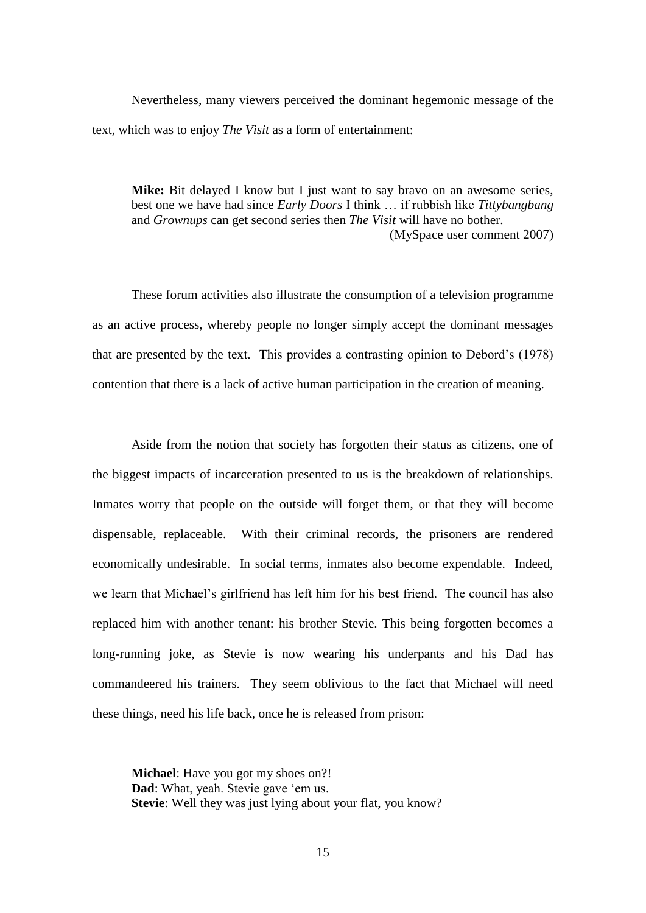Nevertheless, many viewers perceived the dominant hegemonic message of the text, which was to enjoy *The Visit* as a form of entertainment:

> **Mike:** Bit delayed I know but I just want to say bravo on an awesome series, best one we have had since *Early Doors* I think … if rubbish like *Tittybangbang* and *Grownups* can get second series then *The Visit* will have no bother.
>
> (MySpace user comment 2007)

These forum activities also illustrate the consumption of a television programme as an active process, whereby people no longer simply accept the dominant messages that are presented by the text. This provides a contrasting opinion to Debord's (1978) contention that there is a lack of active human participation in the creation of meaning.

Aside from the notion that society has forgotten their status as citizens, one of the biggest impacts of incarceration presented to us is the breakdown of relationships. Inmates worry that people on the outside will forget them, or that they will become dispensable, replaceable. With their criminal records, the prisoners are rendered economically undesirable. In social terms, inmates also become expendable. Indeed, we learn that Michael's girlfriend has left him for his best friend. The council has also replaced him with another tenant: his brother Stevie. This being forgotten becomes a long-running joke, as Stevie is now wearing his underpants and his Dad has commandeered his trainers. They seem oblivious to the fact that Michael will need these things, need his life back, once he is released from prison:

> **Michael**: Have you got my shoes on?!
> **Dad**: What, yeah. Stevie gave 'em us.
> **Stevie**: Well they was just lying about your flat, you know?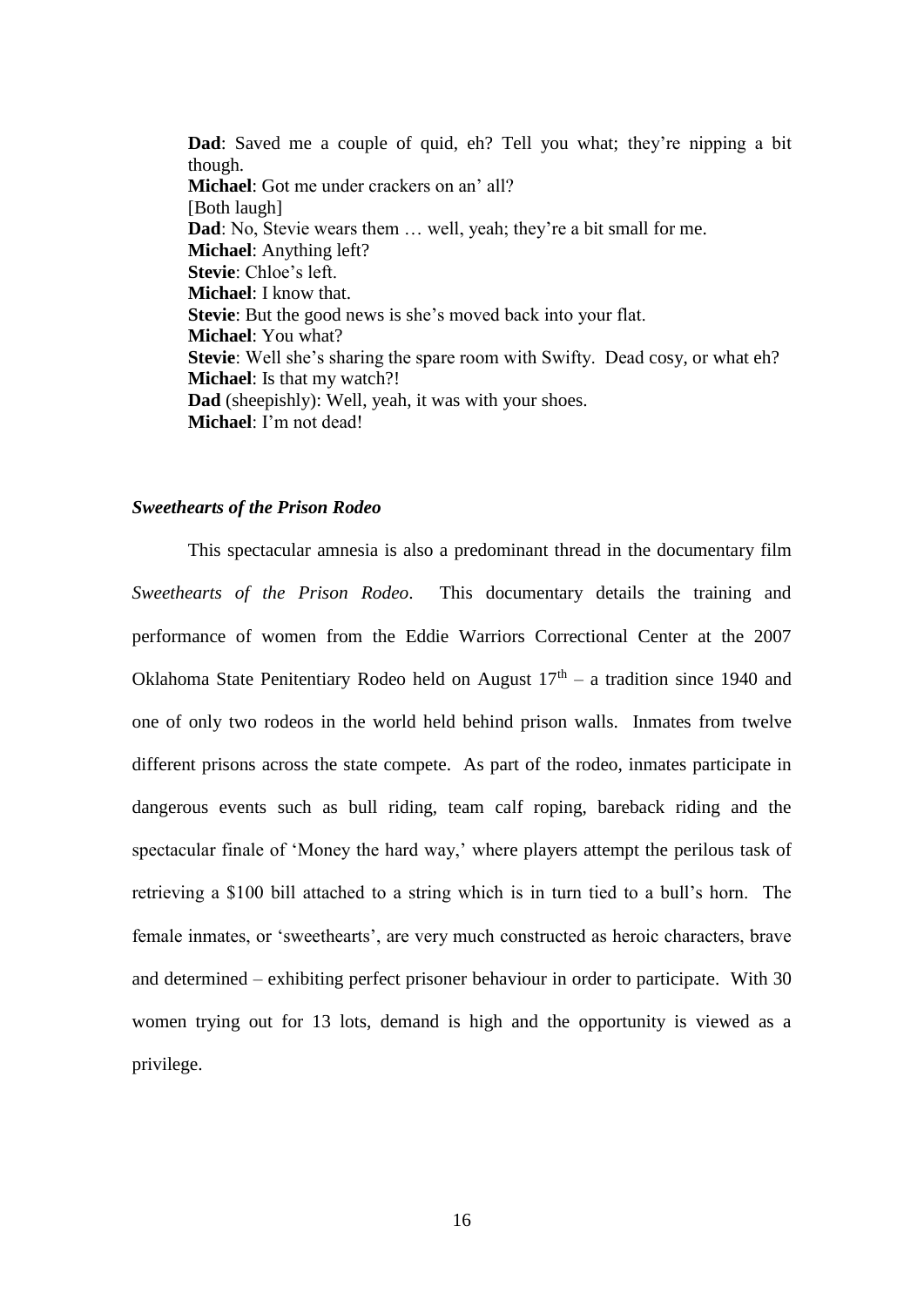**Dad**: Saved me a couple of quid, eh? Tell you what; they're nipping a bit though.
**Michael**: Got me under crackers on an' all?
[Both laugh]
**Dad**: No, Stevie wears them … well, yeah; they're a bit small for me.
**Michael**: Anything left?
**Stevie**: Chloe's left.
**Michael**: I know that.
**Stevie**: But the good news is she's moved back into your flat.
**Michael**: You what?
**Stevie**: Well she's sharing the spare room with Swifty. Dead cosy, or what eh?
**Michael**: Is that my watch?!
**Dad** (sheepishly): Well, yeah, it was with your shoes.
**Michael**: I'm not dead!

### *Sweethearts of the Prison Rodeo*

This spectacular amnesia is also a predominant thread in the documentary film *Sweethearts of the Prison Rodeo*. This documentary details the training and performance of women from the Eddie Warriors Correctional Center at the 2007 Oklahoma State Penitentiary Rodeo held on August 17th – a tradition since 1940 and one of only two rodeos in the world held behind prison walls. Inmates from twelve different prisons across the state compete. As part of the rodeo, inmates participate in dangerous events such as bull riding, team calf roping, bareback riding and the spectacular finale of 'Money the hard way,' where players attempt the perilous task of retrieving a $100 bill attached to a string which is in turn tied to a bull's horn. The female inmates, or 'sweethearts', are very much constructed as heroic characters, brave and determined – exhibiting perfect prisoner behaviour in order to participate. With 30 women trying out for 13 lots, demand is high and the opportunity is viewed as a privilege.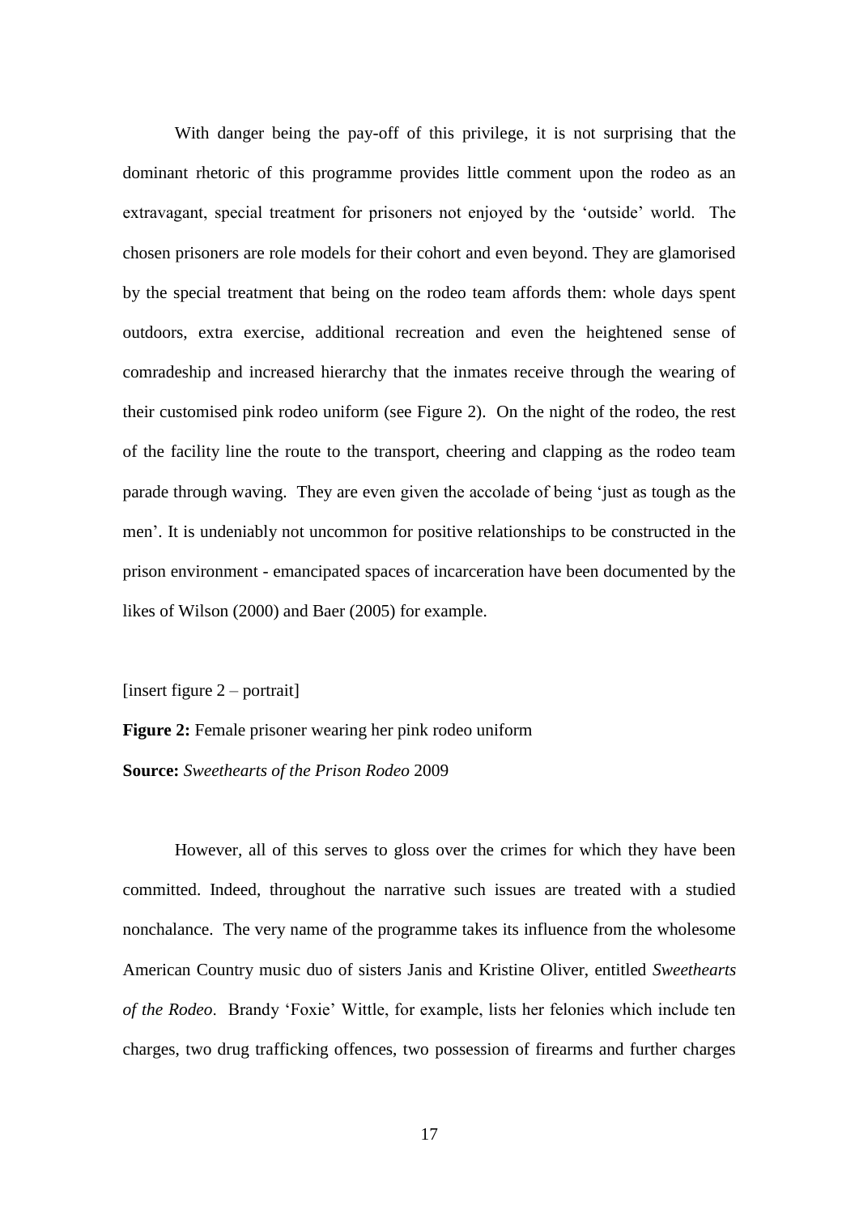With danger being the pay-off of this privilege, it is not surprising that the dominant rhetoric of this programme provides little comment upon the rodeo as an extravagant, special treatment for prisoners not enjoyed by the 'outside' world. The chosen prisoners are role models for their cohort and even beyond. They are glamorised by the special treatment that being on the rodeo team affords them: whole days spent outdoors, extra exercise, additional recreation and even the heightened sense of comradeship and increased hierarchy that the inmates receive through the wearing of their customised pink rodeo uniform (see Figure 2). On the night of the rodeo, the rest of the facility line the route to the transport, cheering and clapping as the rodeo team parade through waving. They are even given the accolade of being 'just as tough as the men'. It is undeniably not uncommon for positive relationships to be constructed in the prison environment - emancipated spaces of incarceration have been documented by the likes of Wilson (2000) and Baer (2005) for example.

[insert figure 2 – portrait]

**Figure 2:** Female prisoner wearing her pink rodeo uniform

**Source:** *Sweethearts of the Prison Rodeo* 2009

However, all of this serves to gloss over the crimes for which they have been committed. Indeed, throughout the narrative such issues are treated with a studied nonchalance. The very name of the programme takes its influence from the wholesome American Country music duo of sisters Janis and Kristine Oliver, entitled *Sweethearts of the Rodeo*. Brandy 'Foxie' Wittle, for example, lists her felonies which include ten charges, two drug trafficking offences, two possession of firearms and further charges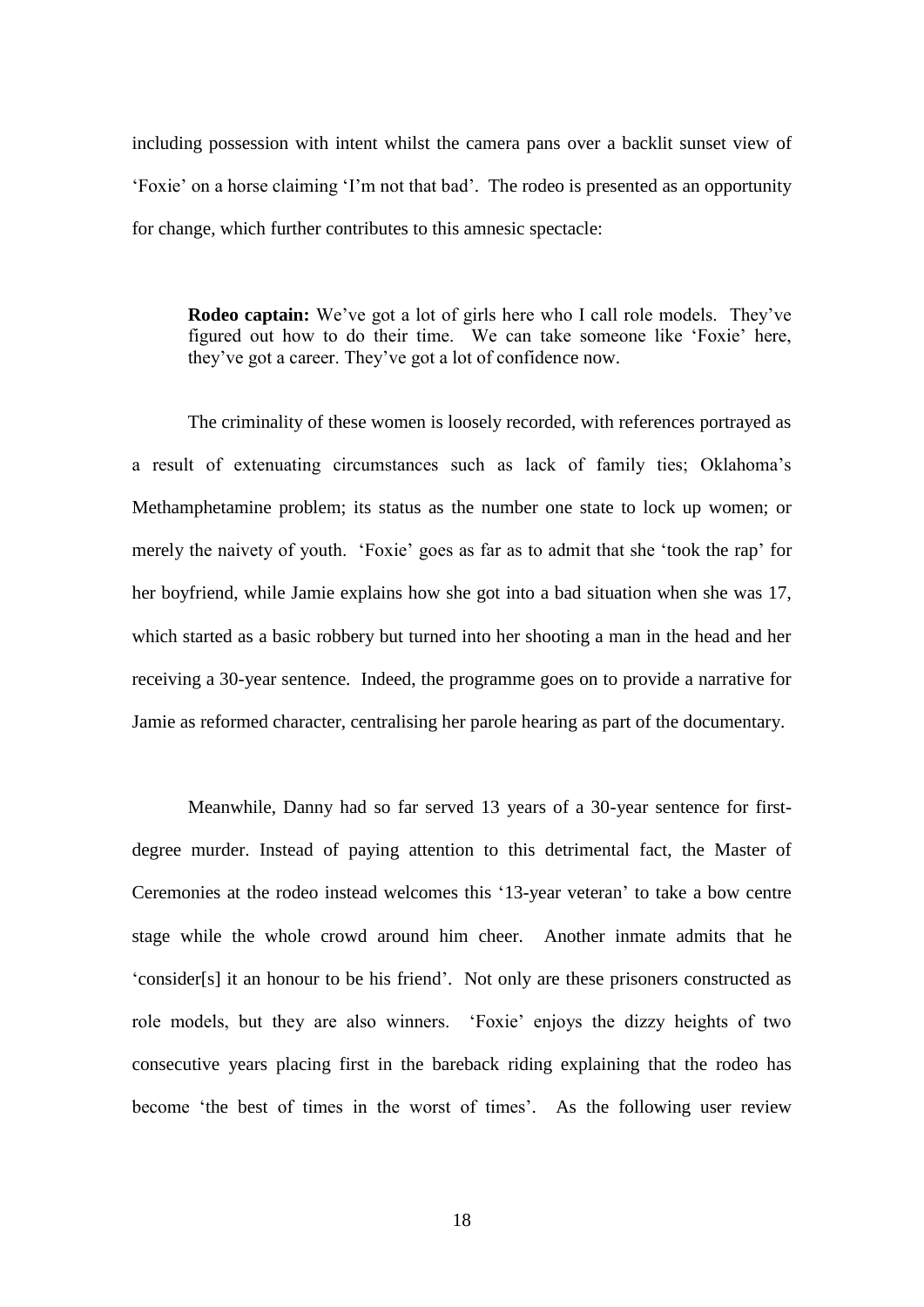including possession with intent whilst the camera pans over a backlit sunset view of 'Foxie' on a horse claiming 'I'm not that bad'. The rodeo is presented as an opportunity for change, which further contributes to this amnesic spectacle:

> **Rodeo captain:** We've got a lot of girls here who I call role models. They've figured out how to do their time. We can take someone like 'Foxie' here, they've got a career. They've got a lot of confidence now.

The criminality of these women is loosely recorded, with references portrayed as a result of extenuating circumstances such as lack of family ties; Oklahoma's Methamphetamine problem; its status as the number one state to lock up women; or merely the naivety of youth. 'Foxie' goes as far as to admit that she 'took the rap' for her boyfriend, while Jamie explains how she got into a bad situation when she was 17, which started as a basic robbery but turned into her shooting a man in the head and her receiving a 30-year sentence. Indeed, the programme goes on to provide a narrative for Jamie as reformed character, centralising her parole hearing as part of the documentary.

Meanwhile, Danny had so far served 13 years of a 30-year sentence for first-degree murder. Instead of paying attention to this detrimental fact, the Master of Ceremonies at the rodeo instead welcomes this '13-year veteran' to take a bow centre stage while the whole crowd around him cheer. Another inmate admits that he 'consider[s] it an honour to be his friend'. Not only are these prisoners constructed as role models, but they are also winners. 'Foxie' enjoys the dizzy heights of two consecutive years placing first in the bareback riding explaining that the rodeo has become 'the best of times in the worst of times'. As the following user review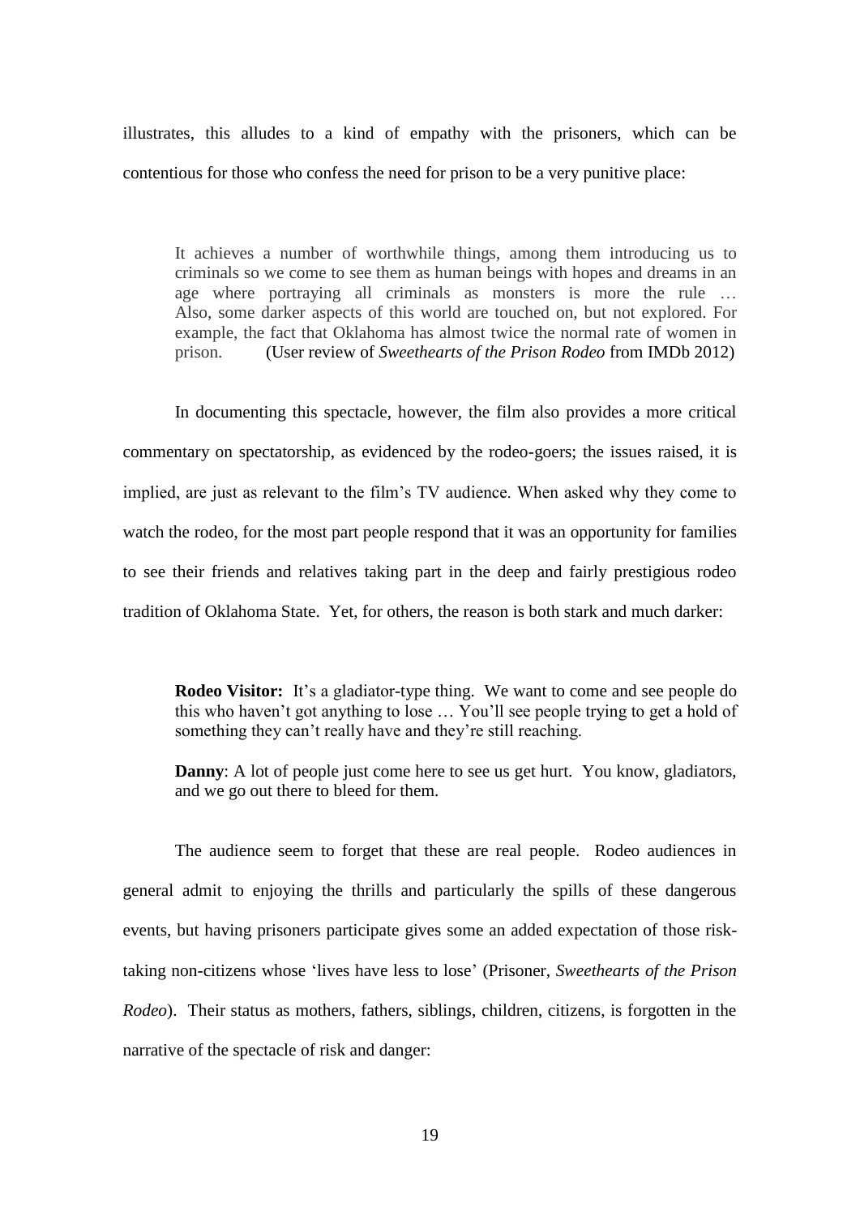illustrates, this alludes to a kind of empathy with the prisoners, which can be contentious for those who confess the need for prison to be a very punitive place:

> It achieves a number of worthwhile things, among them introducing us to criminals so we come to see them as human beings with hopes and dreams in an age where portraying all criminals as monsters is more the rule … Also, some darker aspects of this world are touched on, but not explored. For example, the fact that Oklahoma has almost twice the normal rate of women in prison. (User review of *Sweethearts of the Prison Rodeo* from IMDb 2012)

In documenting this spectacle, however, the film also provides a more critical commentary on spectatorship, as evidenced by the rodeo-goers; the issues raised, it is implied, are just as relevant to the film's TV audience. When asked why they come to watch the rodeo, for the most part people respond that it was an opportunity for families to see their friends and relatives taking part in the deep and fairly prestigious rodeo tradition of Oklahoma State. Yet, for others, the reason is both stark and much darker:

> **Rodeo Visitor:** It's a gladiator-type thing. We want to come and see people do this who haven't got anything to lose … You'll see people trying to get a hold of something they can't really have and they're still reaching.
>
> **Danny**: A lot of people just come here to see us get hurt. You know, gladiators, and we go out there to bleed for them.

The audience seem to forget that these are real people. Rodeo audiences in general admit to enjoying the thrills and particularly the spills of these dangerous events, but having prisoners participate gives some an added expectation of those risk-taking non-citizens whose 'lives have less to lose' (Prisoner, *Sweethearts of the Prison Rodeo*). Their status as mothers, fathers, siblings, children, citizens, is forgotten in the narrative of the spectacle of risk and danger: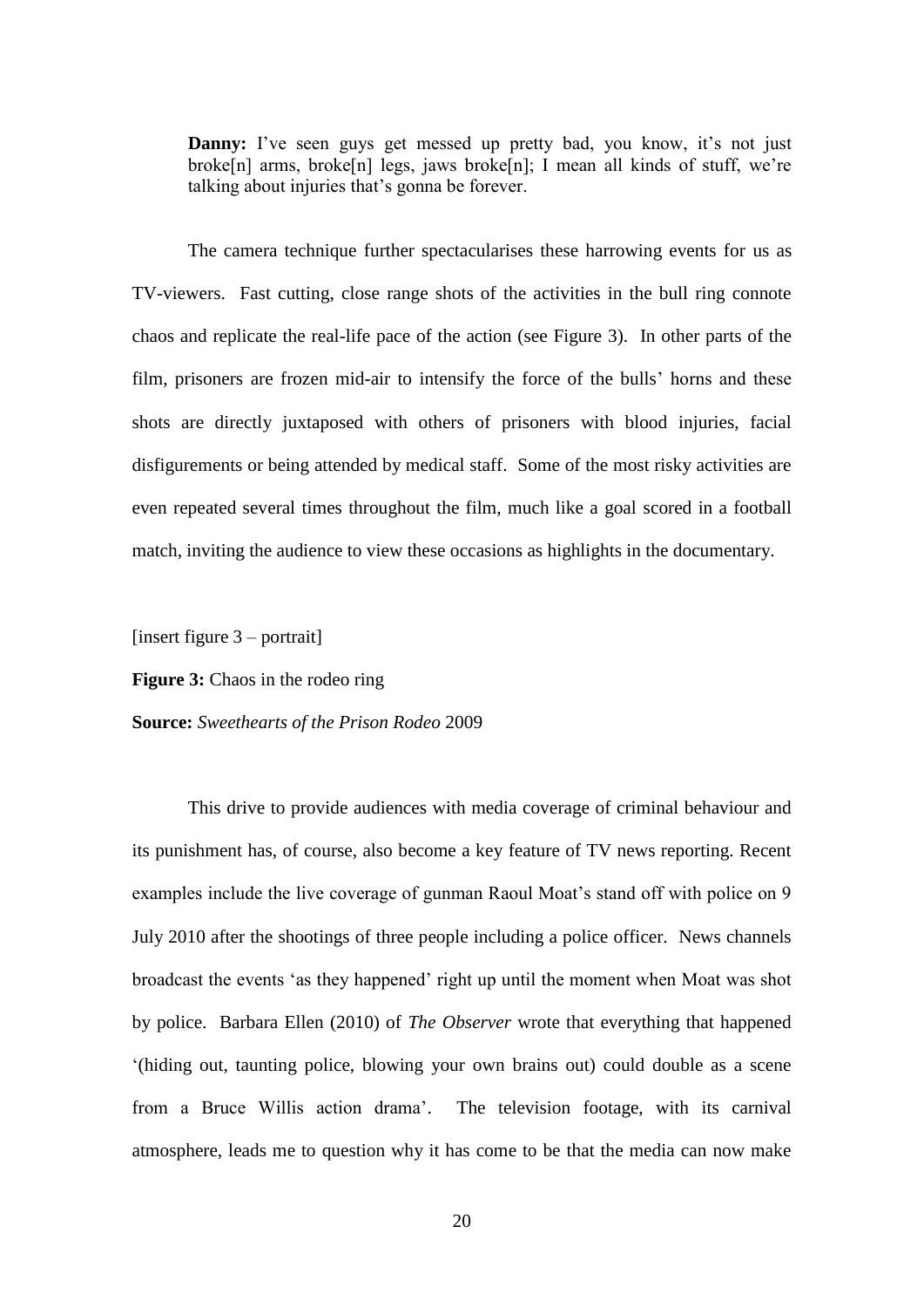> **Danny:** I've seen guys get messed up pretty bad, you know, it's not just broke[n] arms, broke[n] legs, jaws broke[n]; I mean all kinds of stuff, we're talking about injuries that's gonna be forever.

The camera technique further spectacularises these harrowing events for us as TV-viewers. Fast cutting, close range shots of the activities in the bull ring connote chaos and replicate the real-life pace of the action (see Figure 3). In other parts of the film, prisoners are frozen mid-air to intensify the force of the bulls' horns and these shots are directly juxtaposed with others of prisoners with blood injuries, facial disfigurements or being attended by medical staff. Some of the most risky activities are even repeated several times throughout the film, much like a goal scored in a football match, inviting the audience to view these occasions as highlights in the documentary.

[insert figure 3 – portrait]

**Figure 3:** Chaos in the rodeo ring

**Source:** *Sweethearts of the Prison Rodeo* 2009

This drive to provide audiences with media coverage of criminal behaviour and its punishment has, of course, also become a key feature of TV news reporting. Recent examples include the live coverage of gunman Raoul Moat's stand off with police on 9 July 2010 after the shootings of three people including a police officer. News channels broadcast the events 'as they happened' right up until the moment when Moat was shot by police. Barbara Ellen (2010) of *The Observer* wrote that everything that happened '(hiding out, taunting police, blowing your own brains out) could double as a scene from a Bruce Willis action drama'. The television footage, with its carnival atmosphere, leads me to question why it has come to be that the media can now make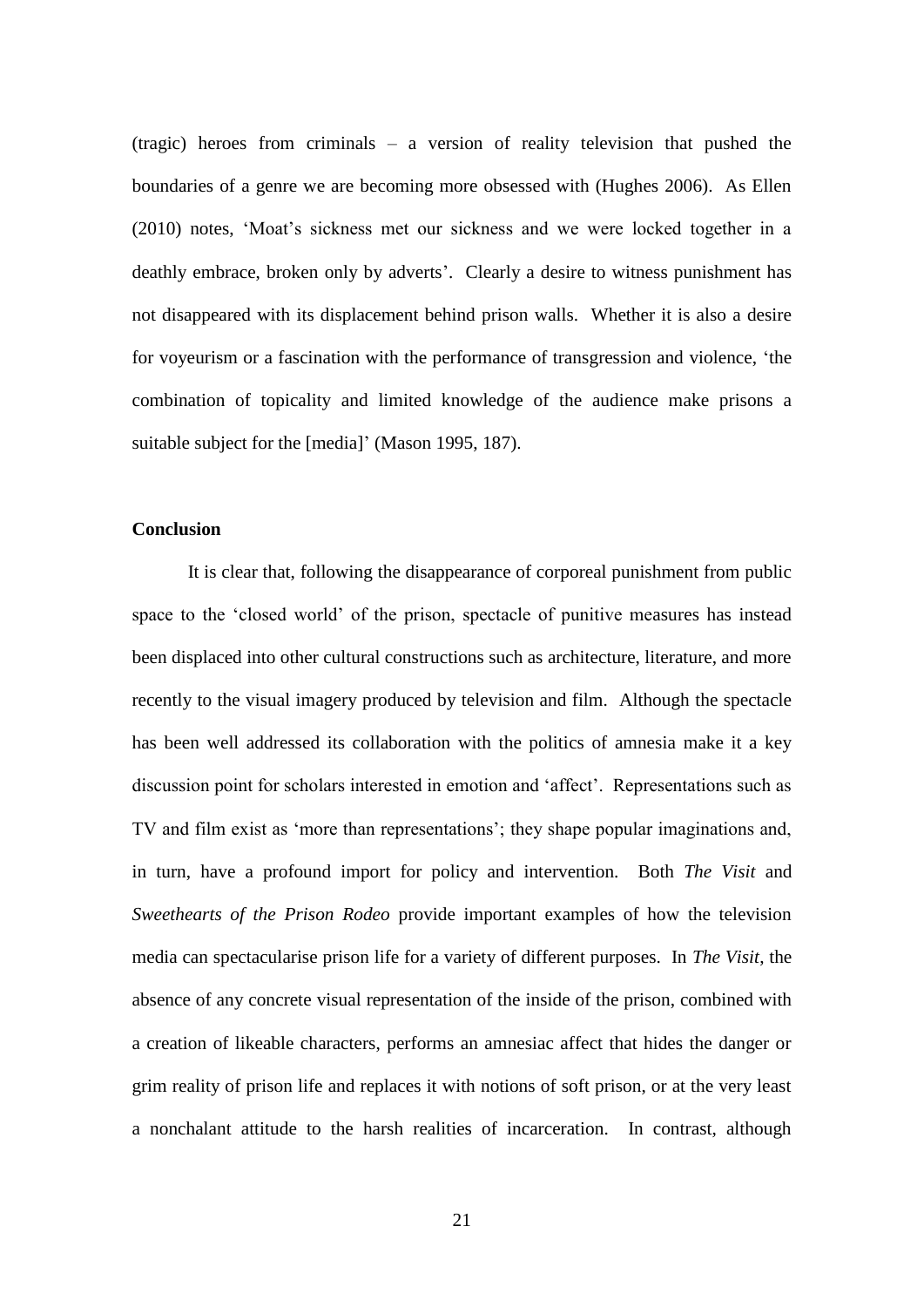(tragic) heroes from criminals – a version of reality television that pushed the boundaries of a genre we are becoming more obsessed with (Hughes 2006). As Ellen (2010) notes, 'Moat's sickness met our sickness and we were locked together in a deathly embrace, broken only by adverts'. Clearly a desire to witness punishment has not disappeared with its displacement behind prison walls. Whether it is also a desire for voyeurism or a fascination with the performance of transgression and violence, 'the combination of topicality and limited knowledge of the audience make prisons a suitable subject for the [media]' (Mason 1995, 187).

## Conclusion

It is clear that, following the disappearance of corporeal punishment from public space to the 'closed world' of the prison, spectacle of punitive measures has instead been displaced into other cultural constructions such as architecture, literature, and more recently to the visual imagery produced by television and film. Although the spectacle has been well addressed its collaboration with the politics of amnesia make it a key discussion point for scholars interested in emotion and 'affect'. Representations such as TV and film exist as 'more than representations'; they shape popular imaginations and, in turn, have a profound import for policy and intervention. Both *The Visit* and *Sweethearts of the Prison Rodeo* provide important examples of how the television media can spectacularise prison life for a variety of different purposes. In *The Visit*, the absence of any concrete visual representation of the inside of the prison, combined with a creation of likeable characters, performs an amnesiac affect that hides the danger or grim reality of prison life and replaces it with notions of soft prison, or at the very least a nonchalant attitude to the harsh realities of incarceration. In contrast, although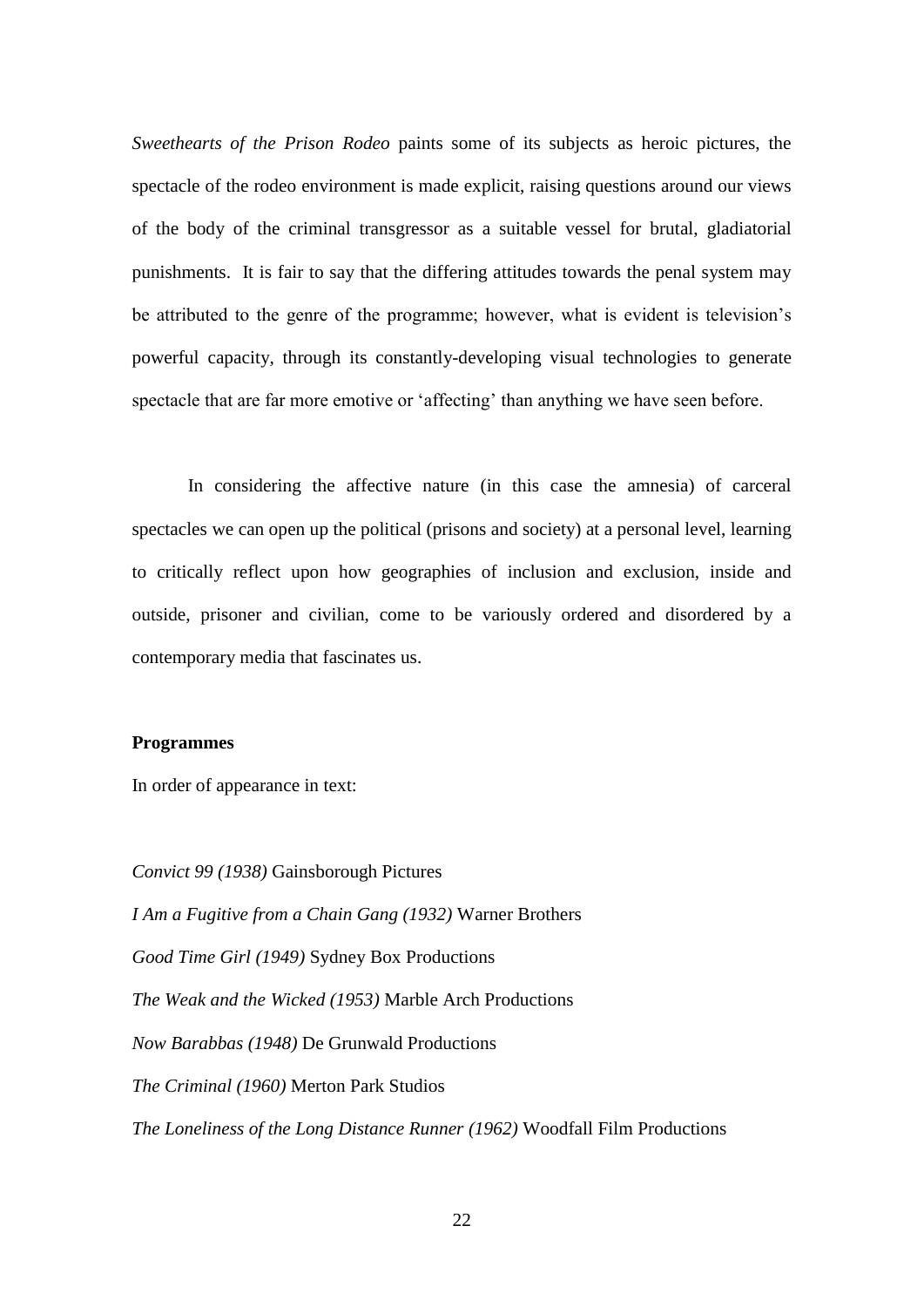*Sweethearts of the Prison Rodeo* paints some of its subjects as heroic pictures, the spectacle of the rodeo environment is made explicit, raising questions around our views of the body of the criminal transgressor as a suitable vessel for brutal, gladiatorial punishments. It is fair to say that the differing attitudes towards the penal system may be attributed to the genre of the programme; however, what is evident is television's powerful capacity, through its constantly-developing visual technologies to generate spectacle that are far more emotive or 'affecting' than anything we have seen before.

In considering the affective nature (in this case the amnesia) of carceral spectacles we can open up the political (prisons and society) at a personal level, learning to critically reflect upon how geographies of inclusion and exclusion, inside and outside, prisoner and civilian, come to be variously ordered and disordered by a contemporary media that fascinates us.

**Programmes**

In order of appearance in text:

*Convict 99 (1938)* Gainsborough Pictures

*I Am a Fugitive from a Chain Gang (1932)* Warner Brothers

*Good Time Girl (1949)* Sydney Box Productions

*The Weak and the Wicked (1953)* Marble Arch Productions

*Now Barabbas (1948)* De Grunwald Productions

*The Criminal (1960)* Merton Park Studios

*The Loneliness of the Long Distance Runner (1962)* Woodfall Film Productions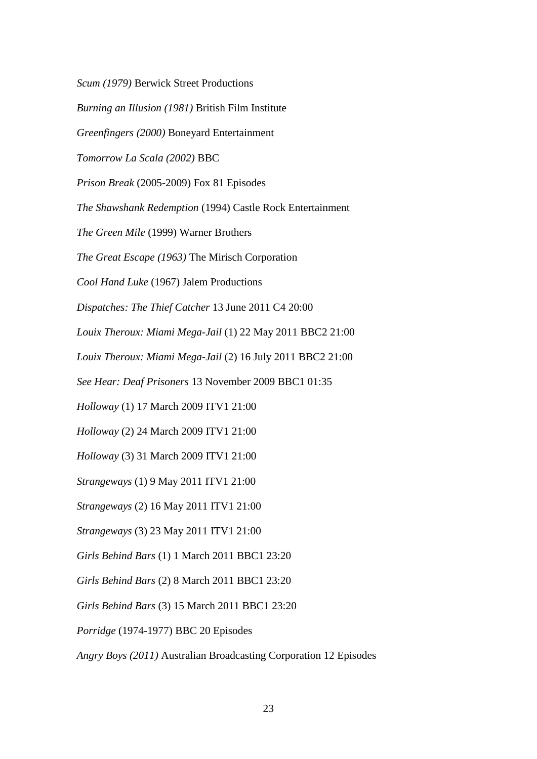*Scum (1979)* Berwick Street Productions

*Burning an Illusion (1981)* British Film Institute

*Greenfingers (2000)* Boneyard Entertainment

*Tomorrow La Scala (2002)* BBC

*Prison Break* (2005-2009) Fox 81 Episodes

*The Shawshank Redemption* (1994) Castle Rock Entertainment

*The Green Mile* (1999) Warner Brothers

*The Great Escape (1963)* The Mirisch Corporation

*Cool Hand Luke* (1967) Jalem Productions

*Dispatches: The Thief Catcher* 13 June 2011 C4 20:00

*Louix Theroux: Miami Mega-Jail* (1) 22 May 2011 BBC2 21:00

*Louix Theroux: Miami Mega-Jail* (2) 16 July 2011 BBC2 21:00

*See Hear: Deaf Prisoners* 13 November 2009 BBC1 01:35

*Holloway* (1) 17 March 2009 ITV1 21:00

*Holloway* (2) 24 March 2009 ITV1 21:00

*Holloway* (3) 31 March 2009 ITV1 21:00

*Strangeways* (1) 9 May 2011 ITV1 21:00

*Strangeways* (2) 16 May 2011 ITV1 21:00

*Strangeways* (3) 23 May 2011 ITV1 21:00

*Girls Behind Bars* (1) 1 March 2011 BBC1 23:20

*Girls Behind Bars* (2) 8 March 2011 BBC1 23:20

*Girls Behind Bars* (3) 15 March 2011 BBC1 23:20

*Porridge* (1974-1977) BBC 20 Episodes

*Angry Boys (2011)* Australian Broadcasting Corporation 12 Episodes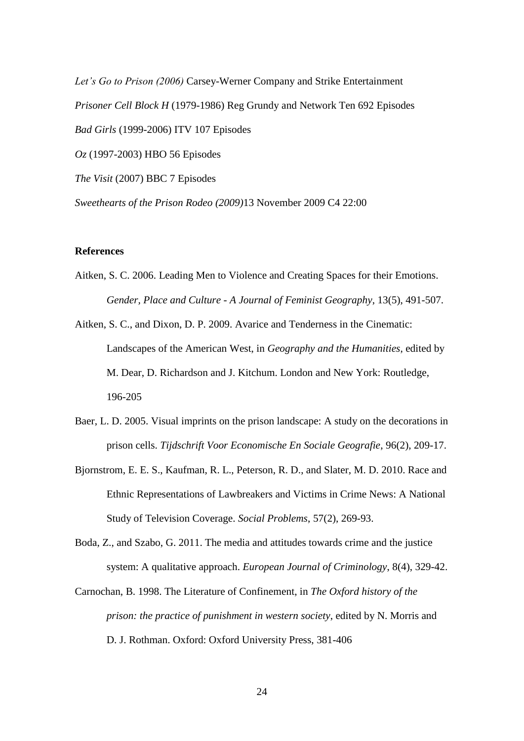*Let's Go to Prison (2006)* Carsey-Werner Company and Strike Entertainment

*Prisoner Cell Block H* (1979-1986) Reg Grundy and Network Ten 692 Episodes

*Bad Girls* (1999-2006) ITV 107 Episodes

*Oz* (1997-2003) HBO 56 Episodes

*The Visit* (2007) BBC 7 Episodes

*Sweethearts of the Prison Rodeo (2009)*13 November 2009 C4 22:00

**References**

Aitken, S. C. 2006. Leading Men to Violence and Creating Spaces for their Emotions. *Gender, Place and Culture - A Journal of Feminist Geography*, 13(5), 491-507.

Aitken, S. C., and Dixon, D. P. 2009. Avarice and Tenderness in the Cinematic: Landscapes of the American West, in *Geography and the Humanities*, edited by M. Dear, D. Richardson and J. Kitchum. London and New York: Routledge, 196-205

Baer, L. D. 2005. Visual imprints on the prison landscape: A study on the decorations in prison cells. *Tijdschrift Voor Economische En Sociale Geografie*, 96(2), 209-17.

Bjornstrom, E. E. S., Kaufman, R. L., Peterson, R. D., and Slater, M. D. 2010. Race and Ethnic Representations of Lawbreakers and Victims in Crime News: A National Study of Television Coverage. *Social Problems*, 57(2), 269-93.

Boda, Z., and Szabo, G. 2011. The media and attitudes towards crime and the justice system: A qualitative approach. *European Journal of Criminology*, 8(4), 329-42.

Carnochan, B. 1998. The Literature of Confinement, in *The Oxford history of the prison: the practice of punishment in western society*, edited by N. Morris and D. J. Rothman. Oxford: Oxford University Press, 381-406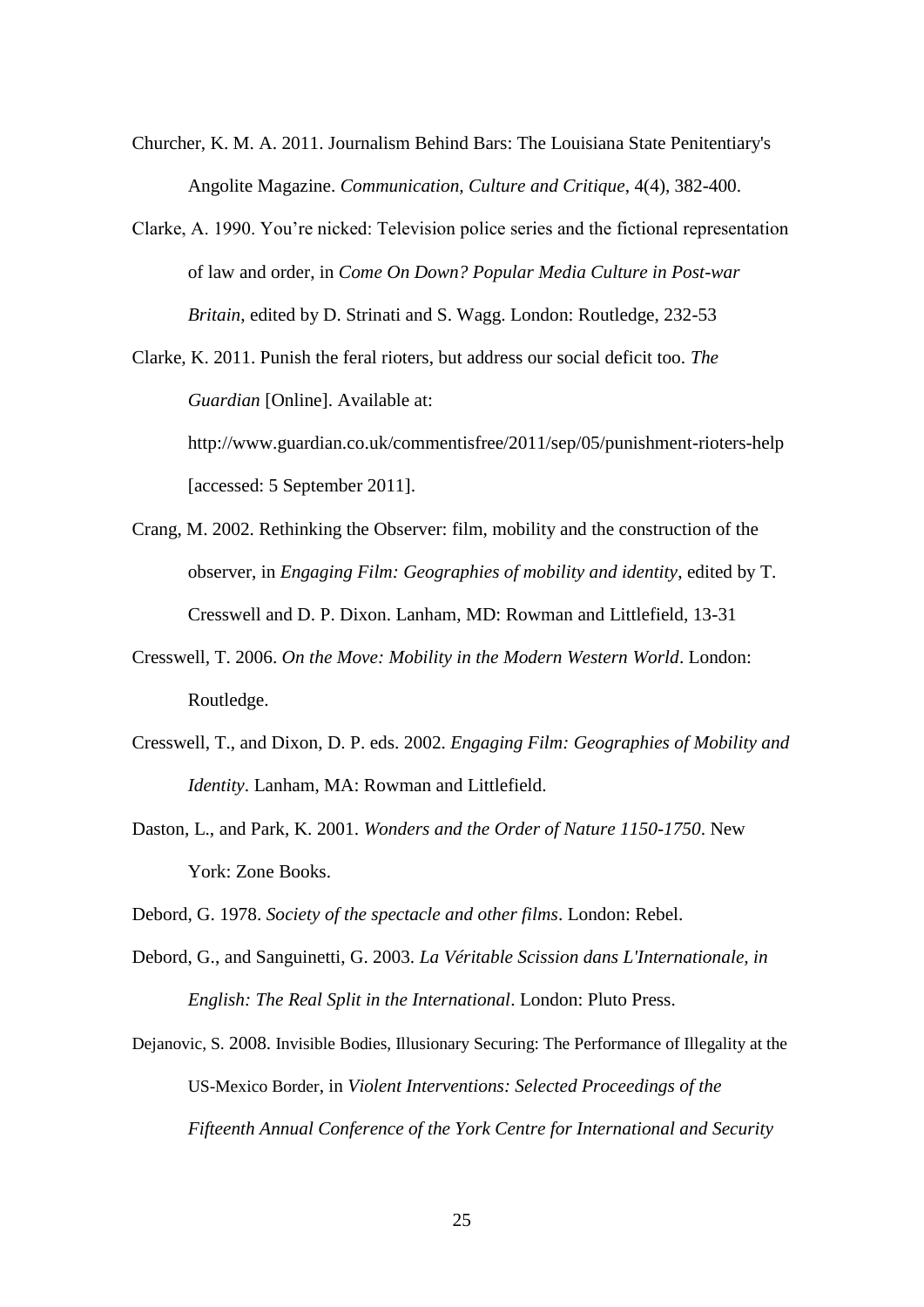Churcher, K. M. A. 2011. Journalism Behind Bars: The Louisiana State Penitentiary's Angolite Magazine. *Communication, Culture and Critique*, 4(4), 382-400.

Clarke, A. 1990. You're nicked: Television police series and the fictional representation of law and order, in *Come On Down? Popular Media Culture in Post-war Britain*, edited by D. Strinati and S. Wagg. London: Routledge, 232-53

Clarke, K. 2011. Punish the feral rioters, but address our social deficit too. *The Guardian* [Online]. Available at: http://www.guardian.co.uk/commentisfree/2011/sep/05/punishment-rioters-help [accessed: 5 September 2011].

Crang, M. 2002. Rethinking the Observer: film, mobility and the construction of the observer, in *Engaging Film: Geographies of mobility and identity*, edited by T. Cresswell and D. P. Dixon. Lanham, MD: Rowman and Littlefield, 13-31

Cresswell, T. 2006. *On the Move: Mobility in the Modern Western World*. London: Routledge.

Cresswell, T., and Dixon, D. P. eds. 2002. *Engaging Film: Geographies of Mobility and Identity*. Lanham, MA: Rowman and Littlefield.

Daston, L., and Park, K. 2001. *Wonders and the Order of Nature 1150-1750*. New York: Zone Books.

Debord, G. 1978. *Society of the spectacle and other films*. London: Rebel.

Debord, G., and Sanguinetti, G. 2003. *La Véritable Scission dans L'Internationale, in English: The Real Split in the International*. London: Pluto Press.

Dejanovic, S. 2008. Invisible Bodies, Illusionary Securing: The Performance of Illegality at the US-Mexico Border, in *Violent Interventions: Selected Proceedings of the Fifteenth Annual Conference of the York Centre for International and Security*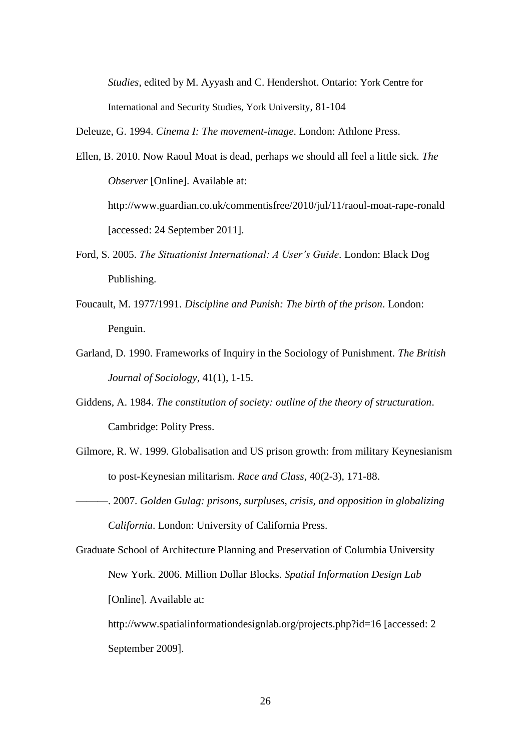*Studies*, edited by M. Ayyash and C. Hendershot. Ontario: York Centre for International and Security Studies, York University, 81-104

Deleuze, G. 1994. *Cinema I: The movement-image*. London: Athlone Press.

Ellen, B. 2010. Now Raoul Moat is dead, perhaps we should all feel a little sick. *The Observer* [Online]. Available at: http://www.guardian.co.uk/commentisfree/2010/jul/11/raoul-moat-rape-ronald [accessed: 24 September 2011].

Ford, S. 2005. *The Situationist International: A User's Guide*. London: Black Dog Publishing.

Foucault, M. 1977/1991. *Discipline and Punish: The birth of the prison*. London: Penguin.

Garland, D. 1990. Frameworks of Inquiry in the Sociology of Punishment. *The British Journal of Sociology*, 41(1), 1-15.

Giddens, A. 1984. *The constitution of society: outline of the theory of structuration*. Cambridge: Polity Press.

Gilmore, R. W. 1999. Globalisation and US prison growth: from military Keynesianism to post-Keynesian militarism. *Race and Class*, 40(2-3), 171-88.

———. 2007. *Golden Gulag: prisons, surpluses, crisis, and opposition in globalizing California*. London: University of California Press.

Graduate School of Architecture Planning and Preservation of Columbia University New York. 2006. Million Dollar Blocks. *Spatial Information Design Lab* [Online]. Available at: http://www.spatialinformationdesignlab.org/projects.php?id=16 [accessed: 2 September 2009].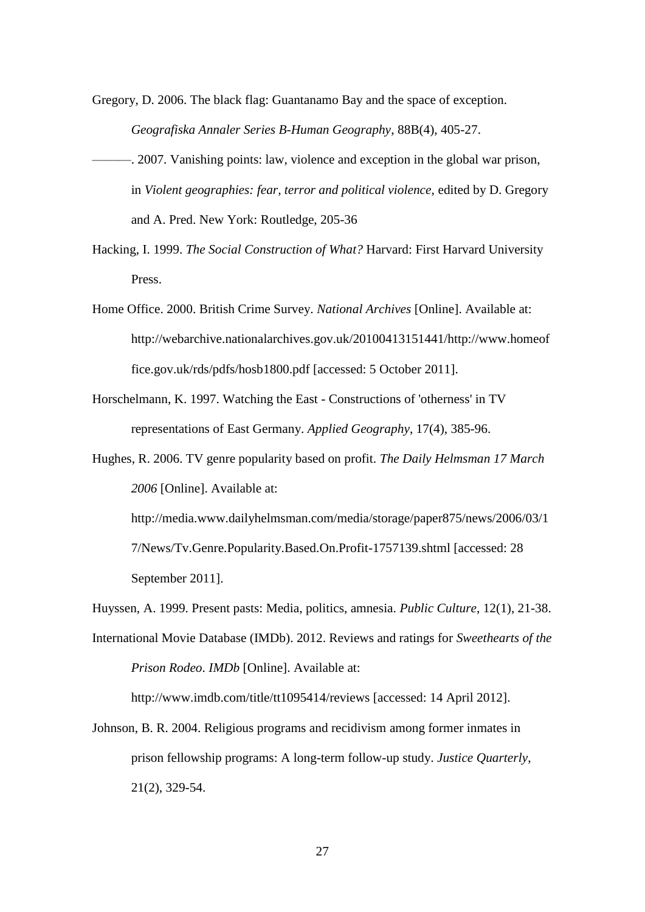Gregory, D. 2006. The black flag: Guantanamo Bay and the space of exception. *Geografiska Annaler Series B-Human Geography*, 88B(4), 405-27.

———. 2007. Vanishing points: law, violence and exception in the global war prison, in *Violent geographies: fear, terror and political violence*, edited by D. Gregory and A. Pred. New York: Routledge, 205-36

Hacking, I. 1999. *The Social Construction of What?* Harvard: First Harvard University Press.

Home Office. 2000. British Crime Survey. *National Archives* [Online]. Available at: http://webarchive.nationalarchives.gov.uk/20100413151441/http://www.homeoffice.gov.uk/rds/pdfs/hosb1800.pdf [accessed: 5 October 2011].

Horschelmann, K. 1997. Watching the East - Constructions of 'otherness' in TV representations of East Germany. *Applied Geography*, 17(4), 385-96.

Hughes, R. 2006. TV genre popularity based on profit. *The Daily Helmsman 17 March 2006* [Online]. Available at: http://media.www.dailyhelmsman.com/media/storage/paper875/news/2006/03/17/News/Tv.Genre.Popularity.Based.On.Profit-1757139.shtml [accessed: 28 September 2011].

Huyssen, A. 1999. Present pasts: Media, politics, amnesia. *Public Culture*, 12(1), 21-38.

International Movie Database (IMDb). 2012. Reviews and ratings for *Sweethearts of the Prison Rodeo*. *IMDb* [Online]. Available at: http://www.imdb.com/title/tt1095414/reviews [accessed: 14 April 2012].

Johnson, B. R. 2004. Religious programs and recidivism among former inmates in prison fellowship programs: A long-term follow-up study. *Justice Quarterly*, 21(2), 329-54.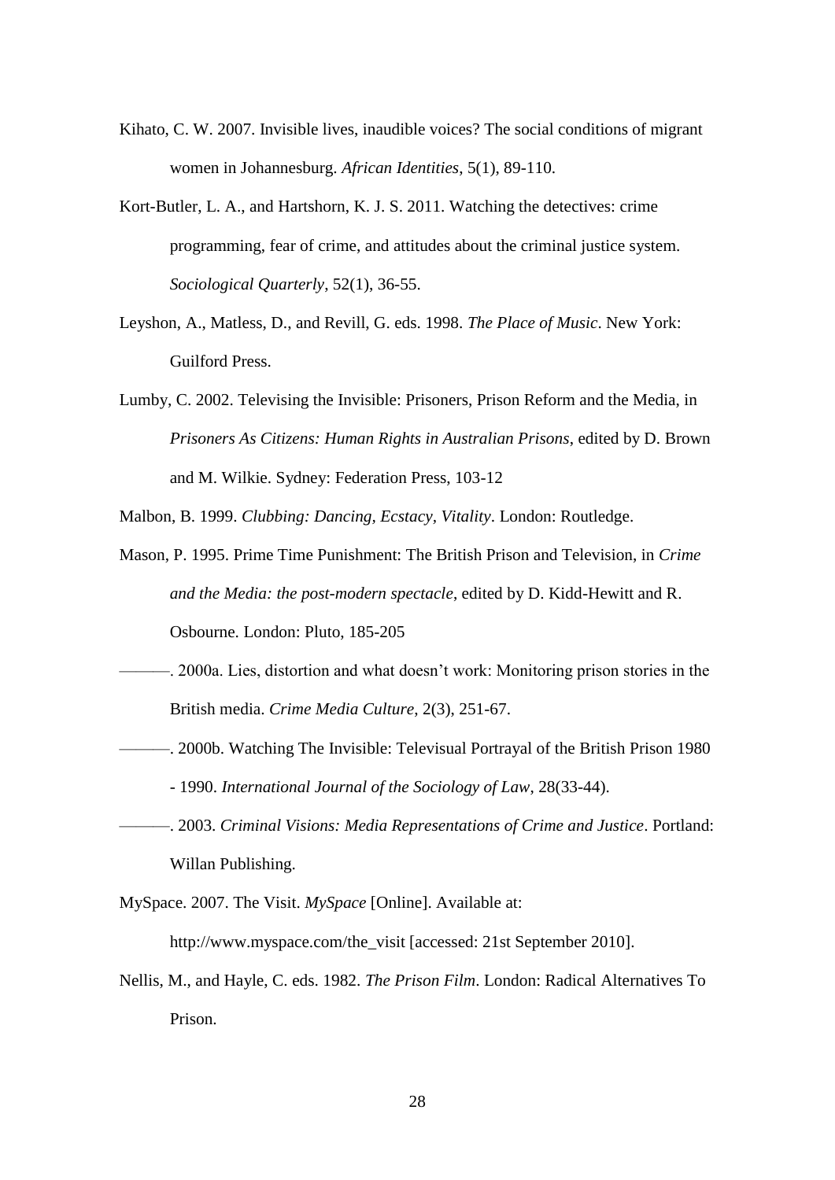Kihato, C. W. 2007. Invisible lives, inaudible voices? The social conditions of migrant women in Johannesburg. *African Identities*, 5(1), 89-110.

Kort-Butler, L. A., and Hartshorn, K. J. S. 2011. Watching the detectives: crime programming, fear of crime, and attitudes about the criminal justice system. *Sociological Quarterly*, 52(1), 36-55.

Leyshon, A., Matless, D., and Revill, G. eds. 1998. *The Place of Music*. New York: Guilford Press.

Lumby, C. 2002. Televising the Invisible: Prisoners, Prison Reform and the Media, in *Prisoners As Citizens: Human Rights in Australian Prisons*, edited by D. Brown and M. Wilkie. Sydney: Federation Press, 103-12

Malbon, B. 1999. *Clubbing: Dancing, Ecstacy, Vitality*. London: Routledge.

Mason, P. 1995. Prime Time Punishment: The British Prison and Television, in *Crime and the Media: the post-modern spectacle*, edited by D. Kidd-Hewitt and R. Osbourne. London: Pluto, 185-205

———. 2000a. Lies, distortion and what doesn't work: Monitoring prison stories in the British media. *Crime Media Culture*, 2(3), 251-67.

———. 2000b. Watching The Invisible: Televisual Portrayal of the British Prison 1980 - 1990. *International Journal of the Sociology of Law*, 28(33-44).

———. 2003. *Criminal Visions: Media Representations of Crime and Justice*. Portland: Willan Publishing.

MySpace. 2007. The Visit. *MySpace* [Online]. Available at: http://www.myspace.com/the_visit [accessed: 21st September 2010].

Nellis, M., and Hayle, C. eds. 1982. *The Prison Film*. London: Radical Alternatives To Prison.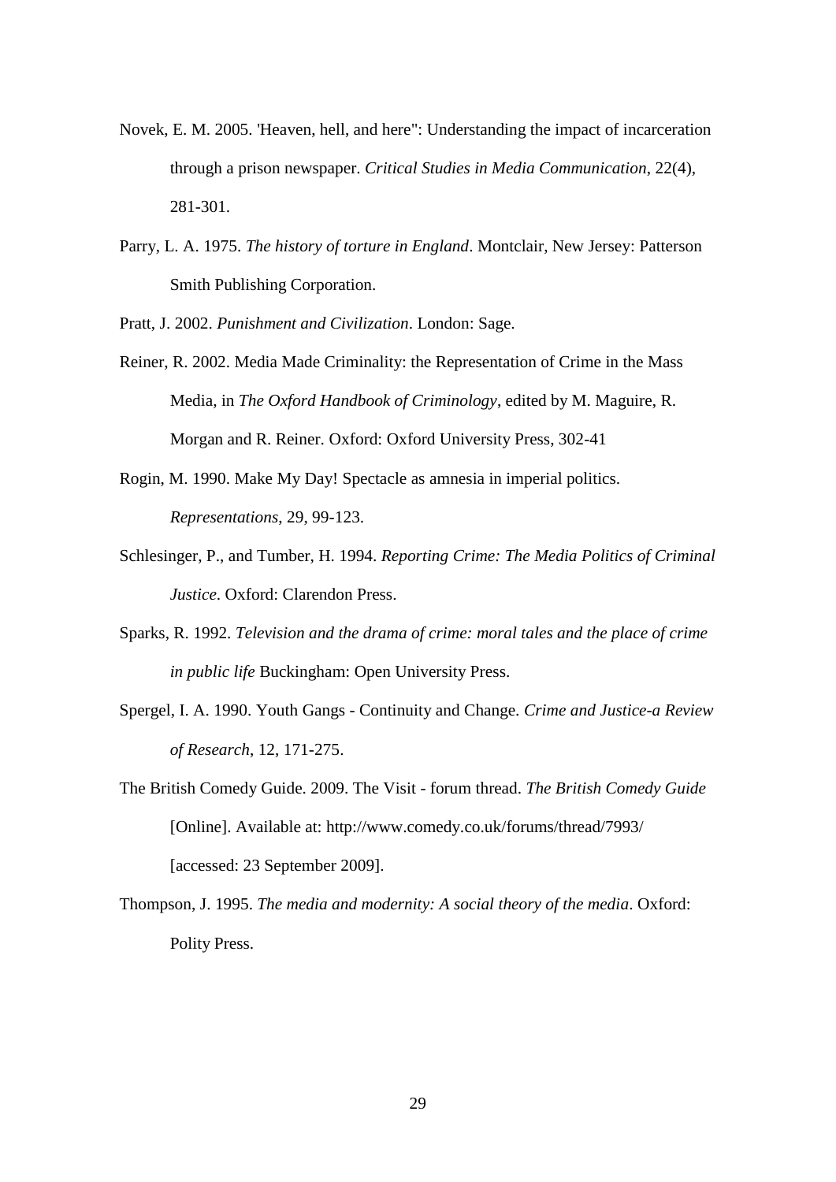Novek, E. M. 2005. 'Heaven, hell, and here": Understanding the impact of incarceration through a prison newspaper. *Critical Studies in Media Communication*, 22(4), 281-301.

Parry, L. A. 1975. *The history of torture in England*. Montclair, New Jersey: Patterson Smith Publishing Corporation.

Pratt, J. 2002. *Punishment and Civilization*. London: Sage.

Reiner, R. 2002. Media Made Criminality: the Representation of Crime in the Mass Media, in *The Oxford Handbook of Criminology*, edited by M. Maguire, R. Morgan and R. Reiner. Oxford: Oxford University Press, 302-41

Rogin, M. 1990. Make My Day! Spectacle as amnesia in imperial politics. *Representations*, 29, 99-123.

Schlesinger, P., and Tumber, H. 1994. *Reporting Crime: The Media Politics of Criminal Justice*. Oxford: Clarendon Press.

Sparks, R. 1992. *Television and the drama of crime: moral tales and the place of crime in public life* Buckingham: Open University Press.

Spergel, I. A. 1990. Youth Gangs - Continuity and Change. *Crime and Justice-a Review of Research*, 12, 171-275.

The British Comedy Guide. 2009. The Visit - forum thread. *The British Comedy Guide* [Online]. Available at: http://www.comedy.co.uk/forums/thread/7993/ [accessed: 23 September 2009].

Thompson, J. 1995. *The media and modernity: A social theory of the media*. Oxford: Polity Press.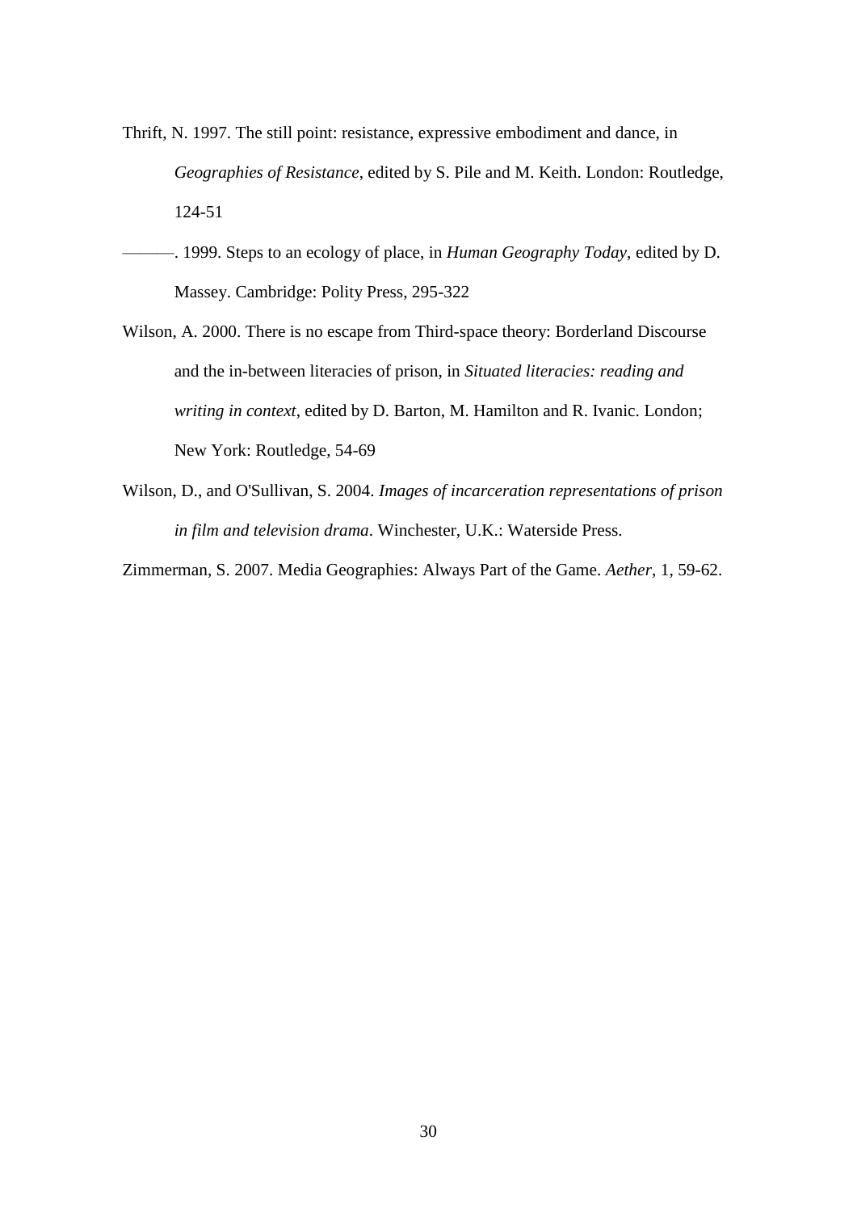Thrift, N. 1997. The still point: resistance, expressive embodiment and dance, in *Geographies of Resistance*, edited by S. Pile and M. Keith. London: Routledge, 124-51

———. 1999. Steps to an ecology of place, in *Human Geography Today*, edited by D. Massey. Cambridge: Polity Press, 295-322

Wilson, A. 2000. There is no escape from Third-space theory: Borderland Discourse and the in-between literacies of prison, in *Situated literacies: reading and writing in context*, edited by D. Barton, M. Hamilton and R. Ivanic. London; New York: Routledge, 54-69

Wilson, D., and O'Sullivan, S. 2004. *Images of incarceration representations of prison in film and television drama*. Winchester, U.K.: Waterside Press.

Zimmerman, S. 2007. Media Geographies: Always Part of the Game. *Aether*, 1, 59-62.